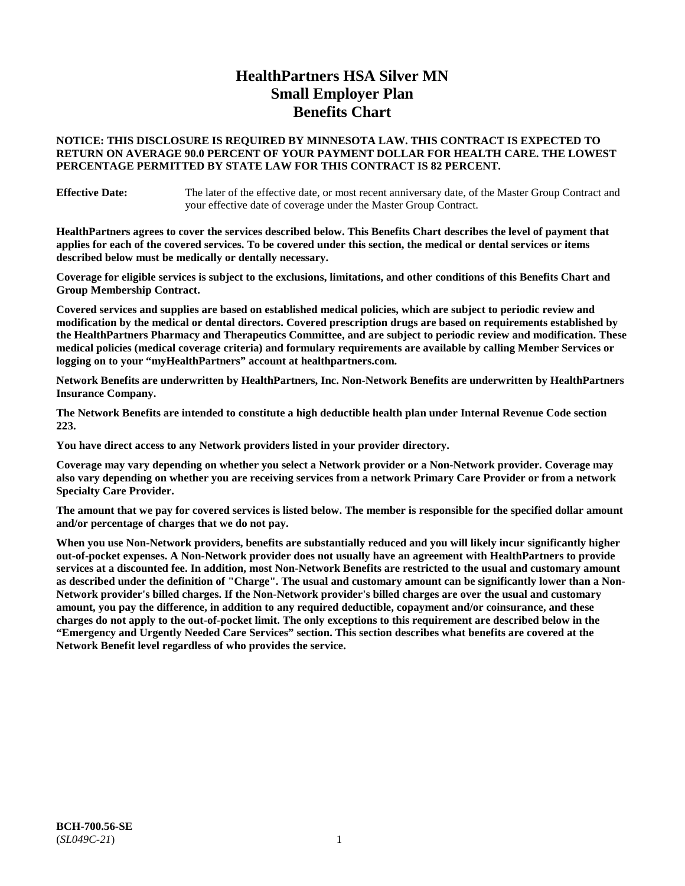# HealthPartners HSA Silver MN
# Small Employer Plan
# Benefits Chart

**NOTICE: THIS DISCLOSURE IS REQUIRED BY MINNESOTA LAW. THIS CONTRACT IS EXPECTED TO RETURN ON AVERAGE 90.0 PERCENT OF YOUR PAYMENT DOLLAR FOR HEALTH CARE. THE LOWEST PERCENTAGE PERMITTED BY STATE LAW FOR THIS CONTRACT IS 82 PERCENT.**

**Effective Date:** The later of the effective date, or most recent anniversary date, of the Master Group Contract and your effective date of coverage under the Master Group Contract.

**HealthPartners agrees to cover the services described below. This Benefits Chart describes the level of payment that applies for each of the covered services. To be covered under this section, the medical or dental services or items described below must be medically or dentally necessary.**

**Coverage for eligible services is subject to the exclusions, limitations, and other conditions of this Benefits Chart and Group Membership Contract.**

**Covered services and supplies are based on established medical policies, which are subject to periodic review and modification by the medical or dental directors. Covered prescription drugs are based on requirements established by the HealthPartners Pharmacy and Therapeutics Committee, and are subject to periodic review and modification. These medical policies (medical coverage criteria) and formulary requirements are available by calling Member Services or logging on to your "myHealthPartners" account at healthpartners.com.**

**Network Benefits are underwritten by HealthPartners, Inc. Non-Network Benefits are underwritten by HealthPartners Insurance Company.**

**The Network Benefits are intended to constitute a high deductible health plan under Internal Revenue Code section 223.**

**You have direct access to any Network providers listed in your provider directory.**

**Coverage may vary depending on whether you select a Network provider or a Non-Network provider. Coverage may also vary depending on whether you are receiving services from a network Primary Care Provider or from a network Specialty Care Provider.**

**The amount that we pay for covered services is listed below. The member is responsible for the specified dollar amount and/or percentage of charges that we do not pay.**

**When you use Non-Network providers, benefits are substantially reduced and you will likely incur significantly higher out-of-pocket expenses. A Non-Network provider does not usually have an agreement with HealthPartners to provide services at a discounted fee. In addition, most Non-Network Benefits are restricted to the usual and customary amount as described under the definition of "Charge". The usual and customary amount can be significantly lower than a Non-Network provider's billed charges. If the Non-Network provider's billed charges are over the usual and customary amount, you pay the difference, in addition to any required deductible, copayment and/or coinsurance, and these charges do not apply to the out-of-pocket limit. The only exceptions to this requirement are described below in the "Emergency and Urgently Needed Care Services" section. This section describes what benefits are covered at the Network Benefit level regardless of who provides the service.**

**BCH-700.56-SE**
(*SL049C-21*)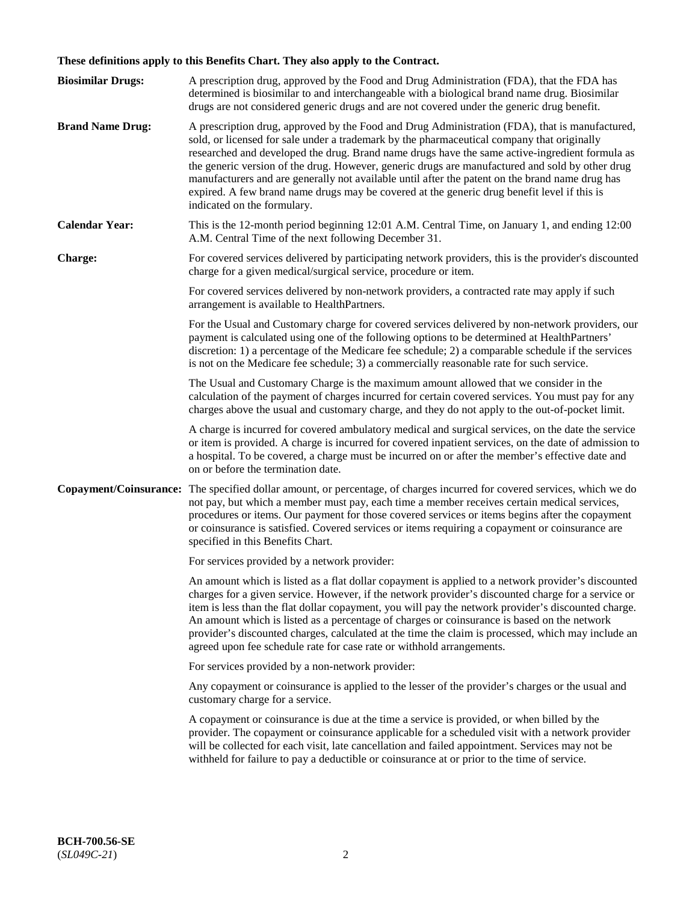**These definitions apply to this Benefits Chart. They also apply to the Contract.**

**Biosimilar Drugs:** A prescription drug, approved by the Food and Drug Administration (FDA), that the FDA has determined is biosimilar to and interchangeable with a biological brand name drug. Biosimilar drugs are not considered generic drugs and are not covered under the generic drug benefit.

**Brand Name Drug:** A prescription drug, approved by the Food and Drug Administration (FDA), that is manufactured, sold, or licensed for sale under a trademark by the pharmaceutical company that originally researched and developed the drug. Brand name drugs have the same active-ingredient formula as the generic version of the drug. However, generic drugs are manufactured and sold by other drug manufacturers and are generally not available until after the patent on the brand name drug has expired. A few brand name drugs may be covered at the generic drug benefit level if this is indicated on the formulary.

**Calendar Year:** This is the 12-month period beginning 12:01 A.M. Central Time, on January 1, and ending 12:00 A.M. Central Time of the next following December 31.

**Charge:** For covered services delivered by participating network providers, this is the provider's discounted charge for a given medical/surgical service, procedure or item.

For covered services delivered by non-network providers, a contracted rate may apply if such arrangement is available to HealthPartners.

For the Usual and Customary charge for covered services delivered by non-network providers, our payment is calculated using one of the following options to be determined at HealthPartners' discretion: 1) a percentage of the Medicare fee schedule; 2) a comparable schedule if the services is not on the Medicare fee schedule; 3) a commercially reasonable rate for such service.

The Usual and Customary Charge is the maximum amount allowed that we consider in the calculation of the payment of charges incurred for certain covered services. You must pay for any charges above the usual and customary charge, and they do not apply to the out-of-pocket limit.

A charge is incurred for covered ambulatory medical and surgical services, on the date the service or item is provided. A charge is incurred for covered inpatient services, on the date of admission to a hospital. To be covered, a charge must be incurred on or after the member's effective date and on or before the termination date.

**Copayment/Coinsurance:** The specified dollar amount, or percentage, of charges incurred for covered services, which we do not pay, but which a member must pay, each time a member receives certain medical services, procedures or items. Our payment for those covered services or items begins after the copayment or coinsurance is satisfied. Covered services or items requiring a copayment or coinsurance are specified in this Benefits Chart.

For services provided by a network provider:

An amount which is listed as a flat dollar copayment is applied to a network provider's discounted charges for a given service. However, if the network provider's discounted charge for a service or item is less than the flat dollar copayment, you will pay the network provider's discounted charge. An amount which is listed as a percentage of charges or coinsurance is based on the network provider's discounted charges, calculated at the time the claim is processed, which may include an agreed upon fee schedule rate for case rate or withhold arrangements.

For services provided by a non-network provider:

Any copayment or coinsurance is applied to the lesser of the provider's charges or the usual and customary charge for a service.

A copayment or coinsurance is due at the time a service is provided, or when billed by the provider. The copayment or coinsurance applicable for a scheduled visit with a network provider will be collected for each visit, late cancellation and failed appointment. Services may not be withheld for failure to pay a deductible or coinsurance at or prior to the time of service.

**BCH-700.56-SE**
(*SL049C-21*)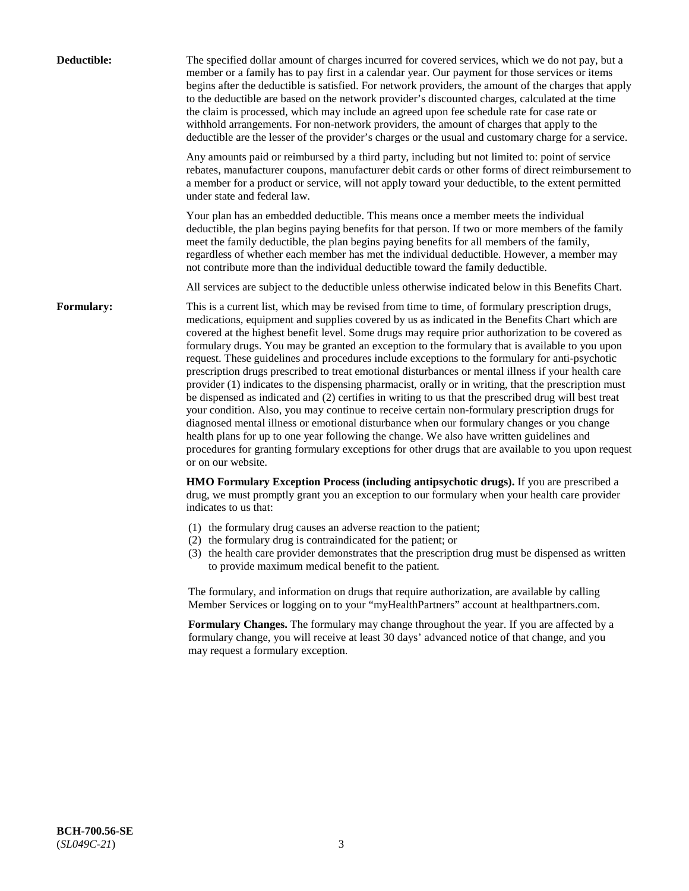**Deductible:** The specified dollar amount of charges incurred for covered services, which we do not pay, but a member or a family has to pay first in a calendar year. Our payment for those services or items begins after the deductible is satisfied. For network providers, the amount of the charges that apply to the deductible are based on the network provider's discounted charges, calculated at the time the claim is processed, which may include an agreed upon fee schedule rate for case rate or withhold arrangements. For non-network providers, the amount of charges that apply to the deductible are the lesser of the provider's charges or the usual and customary charge for a service.

Any amounts paid or reimbursed by a third party, including but not limited to: point of service rebates, manufacturer coupons, manufacturer debit cards or other forms of direct reimbursement to a member for a product or service, will not apply toward your deductible, to the extent permitted under state and federal law.

Your plan has an embedded deductible. This means once a member meets the individual deductible, the plan begins paying benefits for that person. If two or more members of the family meet the family deductible, the plan begins paying benefits for all members of the family, regardless of whether each member has met the individual deductible. However, a member may not contribute more than the individual deductible toward the family deductible.

All services are subject to the deductible unless otherwise indicated below in this Benefits Chart.

**Formulary:** This is a current list, which may be revised from time to time, of formulary prescription drugs, medications, equipment and supplies covered by us as indicated in the Benefits Chart which are covered at the highest benefit level. Some drugs may require prior authorization to be covered as formulary drugs. You may be granted an exception to the formulary that is available to you upon request. These guidelines and procedures include exceptions to the formulary for anti-psychotic prescription drugs prescribed to treat emotional disturbances or mental illness if your health care provider (1) indicates to the dispensing pharmacist, orally or in writing, that the prescription must be dispensed as indicated and (2) certifies in writing to us that the prescribed drug will best treat your condition. Also, you may continue to receive certain non-formulary prescription drugs for diagnosed mental illness or emotional disturbance when our formulary changes or you change health plans for up to one year following the change. We also have written guidelines and procedures for granting formulary exceptions for other drugs that are available to you upon request or on our website.

**HMO Formulary Exception Process (including antipsychotic drugs).** If you are prescribed a drug, we must promptly grant you an exception to our formulary when your health care provider indicates to us that:

(1) the formulary drug causes an adverse reaction to the patient;
(2) the formulary drug is contraindicated for the patient; or
(3) the health care provider demonstrates that the prescription drug must be dispensed as written to provide maximum medical benefit to the patient.

The formulary, and information on drugs that require authorization, are available by calling Member Services or logging on to your "myHealthPartners" account at healthpartners.com.

**Formulary Changes.** The formulary may change throughout the year. If you are affected by a formulary change, you will receive at least 30 days' advanced notice of that change, and you may request a formulary exception.

**BCH-700.56-SE**
(*SL049C-21*)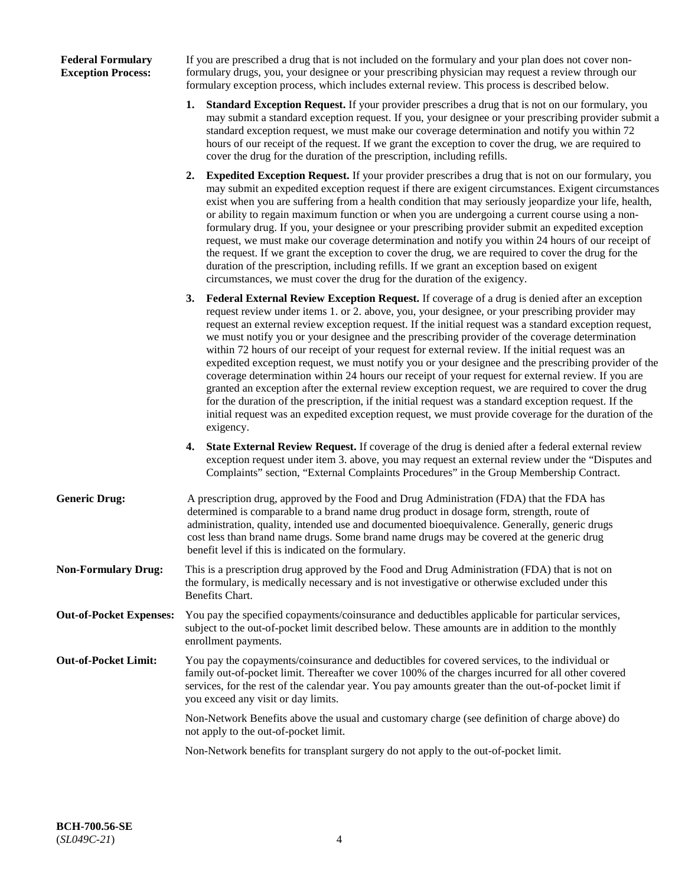**Federal Formulary Exception Process:** If you are prescribed a drug that is not included on the formulary and your plan does not cover non-formulary drugs, you, your designee or your prescribing physician may request a review through our formulary exception process, which includes external review. This process is described below.

1. **Standard Exception Request.** If your provider prescribes a drug that is not on our formulary, you may submit a standard exception request. If you, your designee or your prescribing provider submit a standard exception request, we must make our coverage determination and notify you within 72 hours of our receipt of the request. If we grant the exception to cover the drug, we are required to cover the drug for the duration of the prescription, including refills.

2. **Expedited Exception Request.** If your provider prescribes a drug that is not on our formulary, you may submit an expedited exception request if there are exigent circumstances. Exigent circumstances exist when you are suffering from a health condition that may seriously jeopardize your life, health, or ability to regain maximum function or when you are undergoing a current course using a non-formulary drug. If you, your designee or your prescribing provider submit an expedited exception request, we must make our coverage determination and notify you within 24 hours of our receipt of the request. If we grant the exception to cover the drug, we are required to cover the drug for the duration of the prescription, including refills. If we grant an exception based on exigent circumstances, we must cover the drug for the duration of the exigency.

3. **Federal External Review Exception Request.** If coverage of a drug is denied after an exception request review under items 1. or 2. above, you, your designee, or your prescribing provider may request an external review exception request. If the initial request was a standard exception request, we must notify you or your designee and the prescribing provider of the coverage determination within 72 hours of our receipt of your request for external review. If the initial request was an expedited exception request, we must notify you or your designee and the prescribing provider of the coverage determination within 24 hours our receipt of your request for external review. If you are granted an exception after the external review exception request, we are required to cover the drug for the duration of the prescription, if the initial request was a standard exception request. If the initial request was an expedited exception request, we must provide coverage for the duration of the exigency.

4. **State External Review Request.** If coverage of the drug is denied after a federal external review exception request under item 3. above, you may request an external review under the "Disputes and Complaints" section, "External Complaints Procedures" in the Group Membership Contract.

**Generic Drug:** A prescription drug, approved by the Food and Drug Administration (FDA) that the FDA has determined is comparable to a brand name drug product in dosage form, strength, route of administration, quality, intended use and documented bioequivalence. Generally, generic drugs cost less than brand name drugs. Some brand name drugs may be covered at the generic drug benefit level if this is indicated on the formulary.

**Non-Formulary Drug:** This is a prescription drug approved by the Food and Drug Administration (FDA) that is not on the formulary, is medically necessary and is not investigative or otherwise excluded under this Benefits Chart.

**Out-of-Pocket Expenses:** You pay the specified copayments/coinsurance and deductibles applicable for particular services, subject to the out-of-pocket limit described below. These amounts are in addition to the monthly enrollment payments.

**Out-of-Pocket Limit:** You pay the copayments/coinsurance and deductibles for covered services, to the individual or family out-of-pocket limit. Thereafter we cover 100% of the charges incurred for all other covered services, for the rest of the calendar year. You pay amounts greater than the out-of-pocket limit if you exceed any visit or day limits.

Non-Network Benefits above the usual and customary charge (see definition of charge above) do not apply to the out-of-pocket limit.

Non-Network benefits for transplant surgery do not apply to the out-of-pocket limit.

**BCH-700.56-SE**
(*SL049C-21*)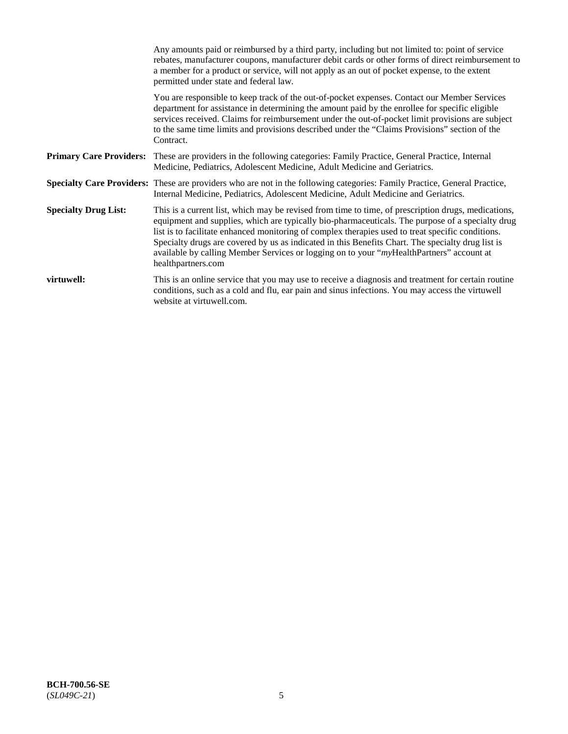Any amounts paid or reimbursed by a third party, including but not limited to: point of service rebates, manufacturer coupons, manufacturer debit cards or other forms of direct reimbursement to a member for a product or service, will not apply as an out of pocket expense, to the extent permitted under state and federal law.

You are responsible to keep track of the out-of-pocket expenses. Contact our Member Services department for assistance in determining the amount paid by the enrollee for specific eligible services received. Claims for reimbursement under the out-of-pocket limit provisions are subject to the same time limits and provisions described under the "Claims Provisions" section of the Contract.

**Primary Care Providers:** These are providers in the following categories: Family Practice, General Practice, Internal Medicine, Pediatrics, Adolescent Medicine, Adult Medicine and Geriatrics.

**Specialty Care Providers:** These are providers who are not in the following categories: Family Practice, General Practice, Internal Medicine, Pediatrics, Adolescent Medicine, Adult Medicine and Geriatrics.

**Specialty Drug List:** This is a current list, which may be revised from time to time, of prescription drugs, medications, equipment and supplies, which are typically bio-pharmaceuticals. The purpose of a specialty drug list is to facilitate enhanced monitoring of complex therapies used to treat specific conditions. Specialty drugs are covered by us as indicated in this Benefits Chart. The specialty drug list is available by calling Member Services or logging on to your "*my*HealthPartners" account at healthpartners.com

**virtuwell:** This is an online service that you may use to receive a diagnosis and treatment for certain routine conditions, such as a cold and flu, ear pain and sinus infections. You may access the virtuwell website at virtuwell.com.

**BCH-700.56-SE**
(*SL049C-21*)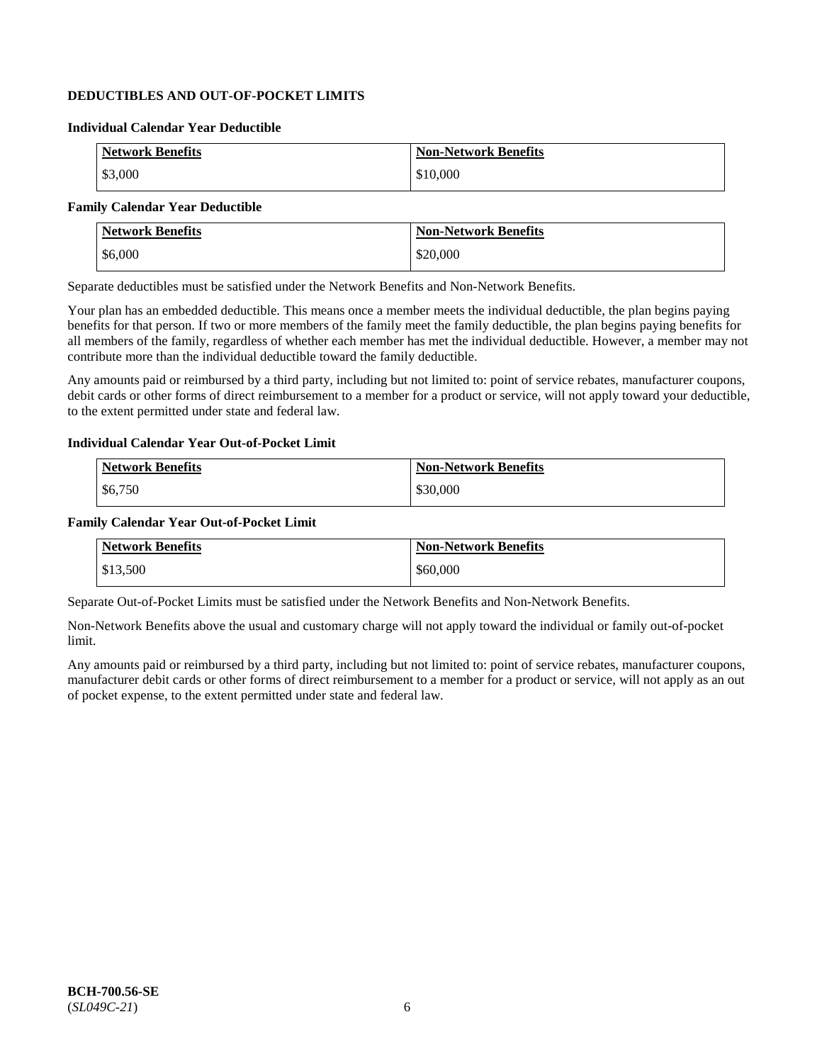## DEDUCTIBLES AND OUT-OF-POCKET LIMITS

### Individual Calendar Year Deductible

| Network Benefits | Non-Network Benefits |
|---|---|
| $3,000 | $10,000 |

### Family Calendar Year Deductible

| Network Benefits | Non-Network Benefits |
|---|---|
| $6,000 | $20,000 |

Separate deductibles must be satisfied under the Network Benefits and Non-Network Benefits.

Your plan has an embedded deductible. This means once a member meets the individual deductible, the plan begins paying benefits for that person. If two or more members of the family meet the family deductible, the plan begins paying benefits for all members of the family, regardless of whether each member has met the individual deductible. However, a member may not contribute more than the individual deductible toward the family deductible.

Any amounts paid or reimbursed by a third party, including but not limited to: point of service rebates, manufacturer coupons, debit cards or other forms of direct reimbursement to a member for a product or service, will not apply toward your deductible, to the extent permitted under state and federal law.

### Individual Calendar Year Out-of-Pocket Limit

| Network Benefits | Non-Network Benefits |
|---|---|
| $6,750 | $30,000 |

### Family Calendar Year Out-of-Pocket Limit

| Network Benefits | Non-Network Benefits |
|---|---|
| $13,500 | $60,000 |

Separate Out-of-Pocket Limits must be satisfied under the Network Benefits and Non-Network Benefits.

Non-Network Benefits above the usual and customary charge will not apply toward the individual or family out-of-pocket limit.

Any amounts paid or reimbursed by a third party, including but not limited to: point of service rebates, manufacturer coupons, manufacturer debit cards or other forms of direct reimbursement to a member for a product or service, will not apply as an out of pocket expense, to the extent permitted under state and federal law.

**BCH-700.56-SE**
(*SL049C-21*)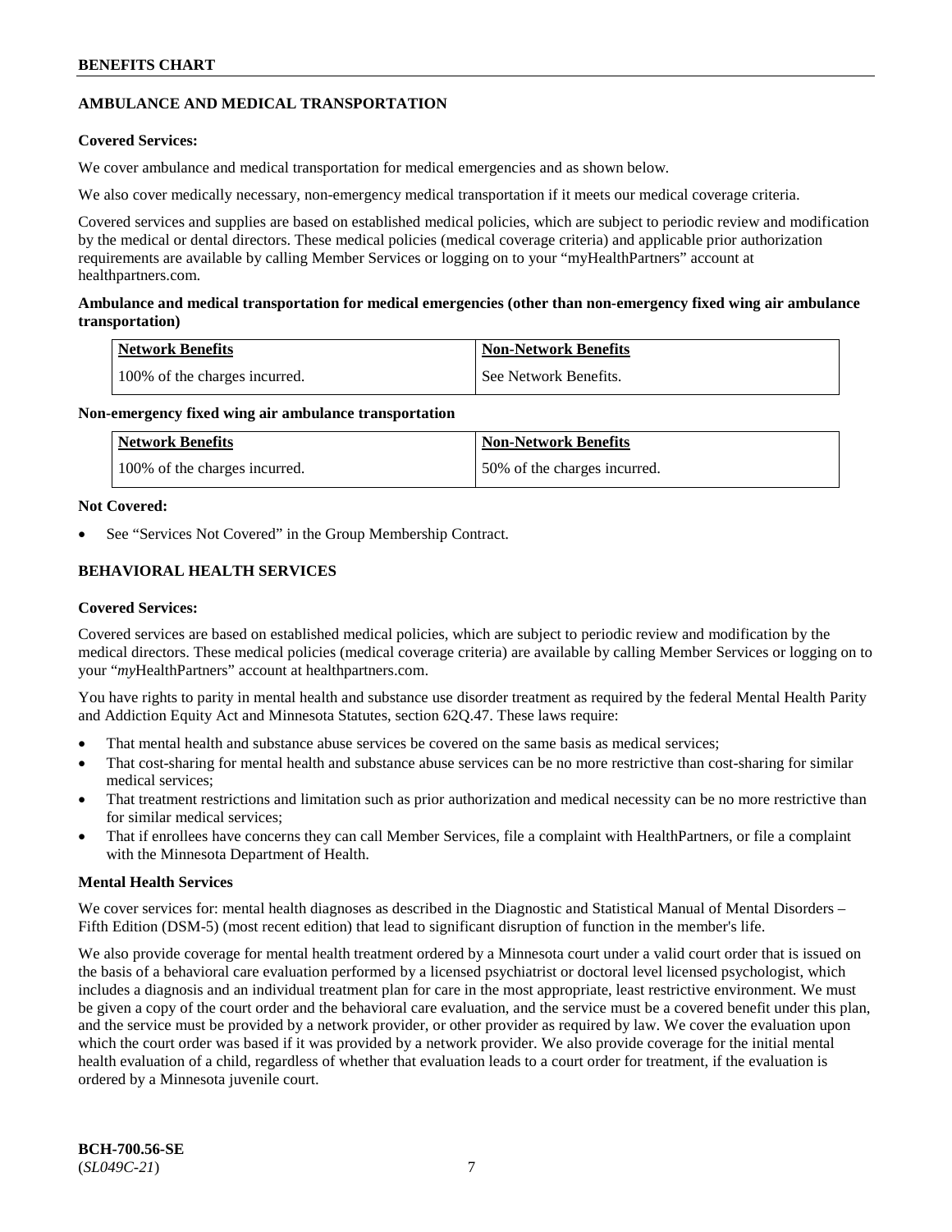## AMBULANCE AND MEDICAL TRANSPORTATION

**Covered Services:**

We cover ambulance and medical transportation for medical emergencies and as shown below.

We also cover medically necessary, non-emergency medical transportation if it meets our medical coverage criteria.

Covered services and supplies are based on established medical policies, which are subject to periodic review and modification by the medical or dental directors. These medical policies (medical coverage criteria) and applicable prior authorization requirements are available by calling Member Services or logging on to your "myHealthPartners" account at healthpartners.com.

**Ambulance and medical transportation for medical emergencies (other than non-emergency fixed wing air ambulance transportation)**

| Network Benefits | Non-Network Benefits |
|---|---|
| 100% of the charges incurred. | See Network Benefits. |

**Non-emergency fixed wing air ambulance transportation**

| Network Benefits | Non-Network Benefits |
|---|---|
| 100% of the charges incurred. | 50% of the charges incurred. |

**Not Covered:**

- See "Services Not Covered" in the Group Membership Contract.

## BEHAVIORAL HEALTH SERVICES

**Covered Services:**

Covered services are based on established medical policies, which are subject to periodic review and modification by the medical directors. These medical policies (medical coverage criteria) are available by calling Member Services or logging on to your "*my*HealthPartners" account at healthpartners.com.

You have rights to parity in mental health and substance use disorder treatment as required by the federal Mental Health Parity and Addiction Equity Act and Minnesota Statutes, section 62Q.47. These laws require:

- That mental health and substance abuse services be covered on the same basis as medical services;
- That cost-sharing for mental health and substance abuse services can be no more restrictive than cost-sharing for similar medical services;
- That treatment restrictions and limitation such as prior authorization and medical necessity can be no more restrictive than for similar medical services;
- That if enrollees have concerns they can call Member Services, file a complaint with HealthPartners, or file a complaint with the Minnesota Department of Health.

**Mental Health Services**

We cover services for: mental health diagnoses as described in the Diagnostic and Statistical Manual of Mental Disorders – Fifth Edition (DSM-5) (most recent edition) that lead to significant disruption of function in the member's life.

We also provide coverage for mental health treatment ordered by a Minnesota court under a valid court order that is issued on the basis of a behavioral care evaluation performed by a licensed psychiatrist or doctoral level licensed psychologist, which includes a diagnosis and an individual treatment plan for care in the most appropriate, least restrictive environment. We must be given a copy of the court order and the behavioral care evaluation, and the service must be a covered benefit under this plan, and the service must be provided by a network provider, or other provider as required by law. We cover the evaluation upon which the court order was based if it was provided by a network provider. We also provide coverage for the initial mental health evaluation of a child, regardless of whether that evaluation leads to a court order for treatment, if the evaluation is ordered by a Minnesota juvenile court.

**BCH-700.56-SE**
(*SL049C-21*)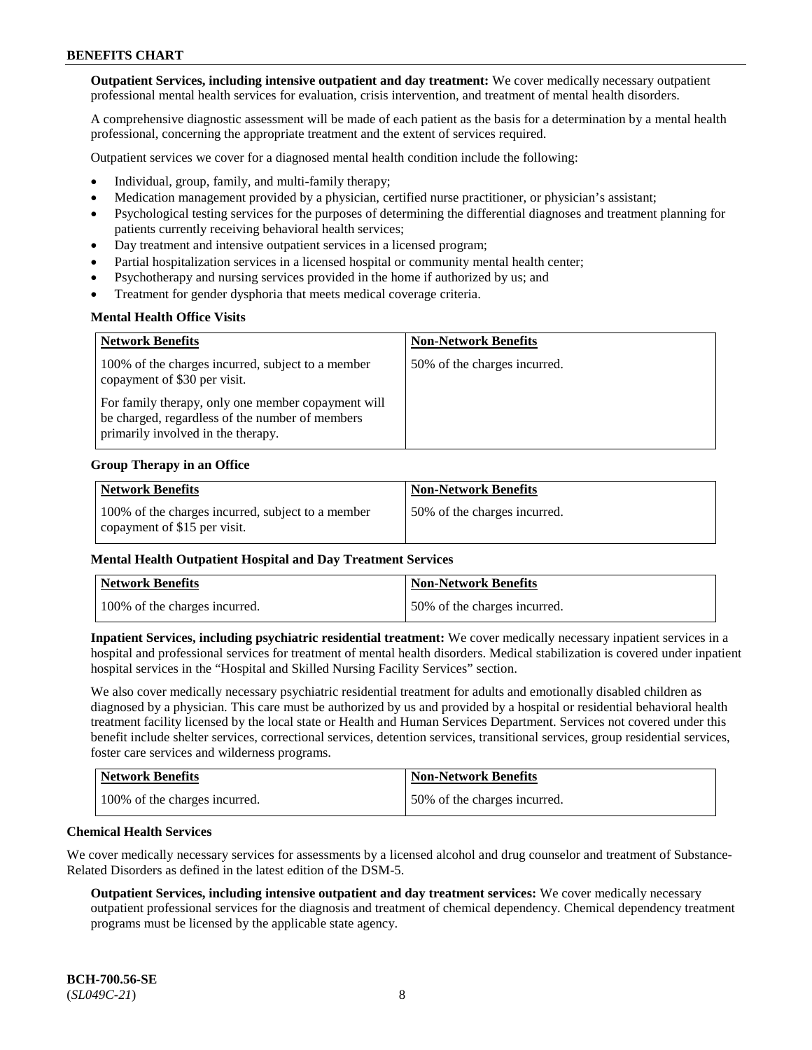**Outpatient Services, including intensive outpatient and day treatment:** We cover medically necessary outpatient professional mental health services for evaluation, crisis intervention, and treatment of mental health disorders.

A comprehensive diagnostic assessment will be made of each patient as the basis for a determination by a mental health professional, concerning the appropriate treatment and the extent of services required.

Outpatient services we cover for a diagnosed mental health condition include the following:

- Individual, group, family, and multi-family therapy;
- Medication management provided by a physician, certified nurse practitioner, or physician's assistant;
- Psychological testing services for the purposes of determining the differential diagnoses and treatment planning for patients currently receiving behavioral health services;
- Day treatment and intensive outpatient services in a licensed program;
- Partial hospitalization services in a licensed hospital or community mental health center;
- Psychotherapy and nursing services provided in the home if authorized by us; and
- Treatment for gender dysphoria that meets medical coverage criteria.

**Mental Health Office Visits**

| Network Benefits | Non-Network Benefits |
|---|---|
| 100% of the charges incurred, subject to a member copayment of $30 per visit.<br><br>For family therapy, only one member copayment will be charged, regardless of the number of members primarily involved in the therapy. | 50% of the charges incurred. |

**Group Therapy in an Office**

| Network Benefits | Non-Network Benefits |
|---|---|
| 100% of the charges incurred, subject to a member copayment of $15 per visit. | 50% of the charges incurred. |

**Mental Health Outpatient Hospital and Day Treatment Services**

| Network Benefits | Non-Network Benefits |
|---|---|
| 100% of the charges incurred. | 50% of the charges incurred. |

**Inpatient Services, including psychiatric residential treatment:** We cover medically necessary inpatient services in a hospital and professional services for treatment of mental health disorders. Medical stabilization is covered under inpatient hospital services in the "Hospital and Skilled Nursing Facility Services" section.

We also cover medically necessary psychiatric residential treatment for adults and emotionally disabled children as diagnosed by a physician. This care must be authorized by us and provided by a hospital or residential behavioral health treatment facility licensed by the local state or Health and Human Services Department. Services not covered under this benefit include shelter services, correctional services, detention services, transitional services, group residential services, foster care services and wilderness programs.

| Network Benefits | Non-Network Benefits |
|---|---|
| 100% of the charges incurred. | 50% of the charges incurred. |

**Chemical Health Services**

We cover medically necessary services for assessments by a licensed alcohol and drug counselor and treatment of Substance-Related Disorders as defined in the latest edition of the DSM-5.

**Outpatient Services, including intensive outpatient and day treatment services:** We cover medically necessary outpatient professional services for the diagnosis and treatment of chemical dependency. Chemical dependency treatment programs must be licensed by the applicable state agency.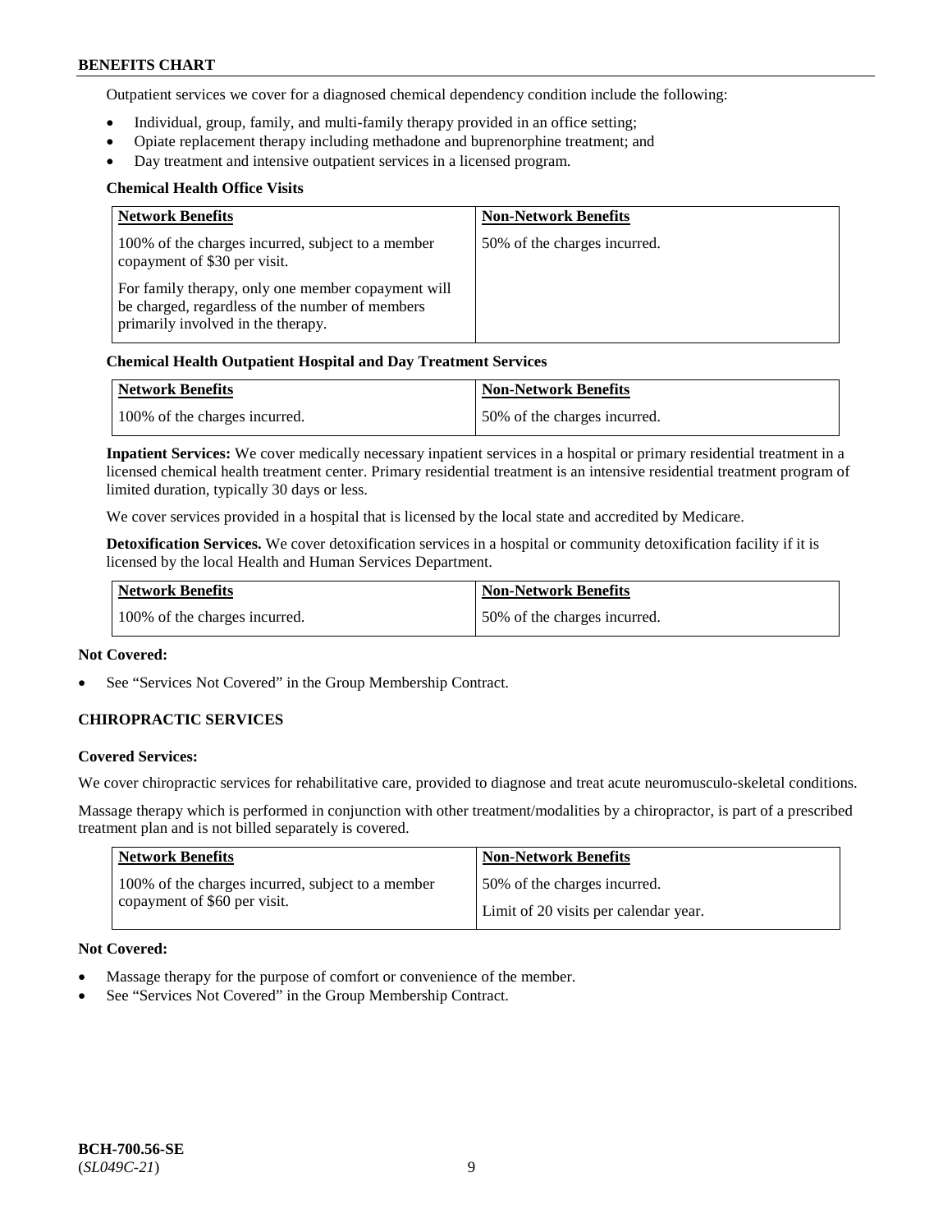Outpatient services we cover for a diagnosed chemical dependency condition include the following:

- Individual, group, family, and multi-family therapy provided in an office setting;
- Opiate replacement therapy including methadone and buprenorphine treatment; and
- Day treatment and intensive outpatient services in a licensed program.

**Chemical Health Office Visits**

| Network Benefits | Non-Network Benefits |
|---|---|
| 100% of the charges incurred, subject to a member copayment of $30 per visit.<br><br>For family therapy, only one member copayment will be charged, regardless of the number of members primarily involved in the therapy. | 50% of the charges incurred. |

**Chemical Health Outpatient Hospital and Day Treatment Services**

| Network Benefits | Non-Network Benefits |
|---|---|
| 100% of the charges incurred. | 50% of the charges incurred. |

**Inpatient Services:** We cover medically necessary inpatient services in a hospital or primary residential treatment in a licensed chemical health treatment center. Primary residential treatment is an intensive residential treatment program of limited duration, typically 30 days or less.

We cover services provided in a hospital that is licensed by the local state and accredited by Medicare.

**Detoxification Services.** We cover detoxification services in a hospital or community detoxification facility if it is licensed by the local Health and Human Services Department.

| Network Benefits | Non-Network Benefits |
|---|---|
| 100% of the charges incurred. | 50% of the charges incurred. |

**Not Covered:**

- See "Services Not Covered" in the Group Membership Contract.

### CHIROPRACTIC SERVICES

**Covered Services:**

We cover chiropractic services for rehabilitative care, provided to diagnose and treat acute neuromusculo-skeletal conditions.

Massage therapy which is performed in conjunction with other treatment/modalities by a chiropractor, is part of a prescribed treatment plan and is not billed separately is covered.

| Network Benefits | Non-Network Benefits |
|---|---|
| 100% of the charges incurred, subject to a member copayment of $60 per visit. | 50% of the charges incurred.<br><br>Limit of 20 visits per calendar year. |

**Not Covered:**

- Massage therapy for the purpose of comfort or convenience of the member.
- See "Services Not Covered" in the Group Membership Contract.

BCH-700.56-SE
(*SL049C-21*)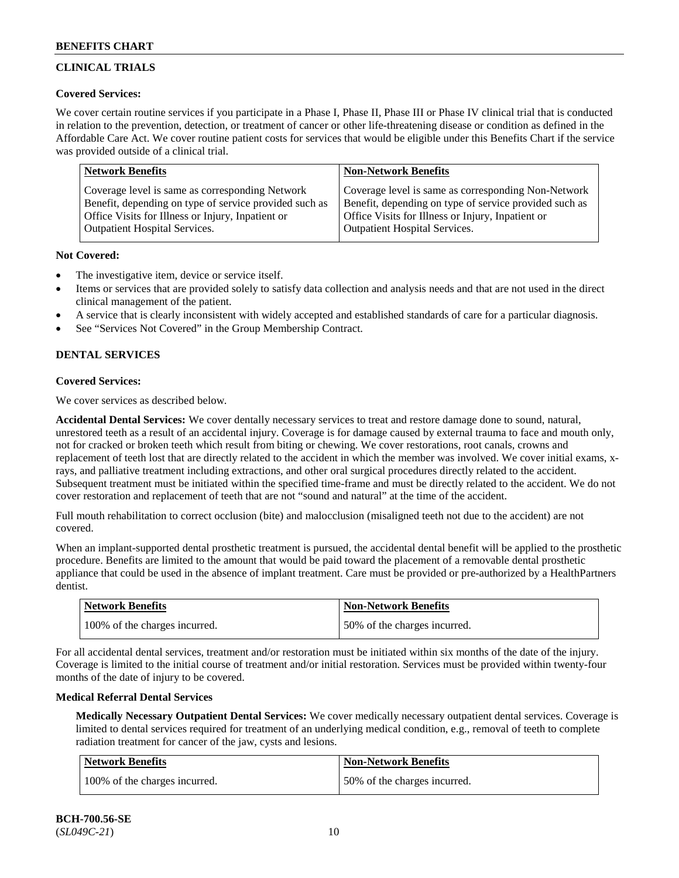## CLINICAL TRIALS

**Covered Services:**

We cover certain routine services if you participate in a Phase I, Phase II, Phase III or Phase IV clinical trial that is conducted in relation to the prevention, detection, or treatment of cancer or other life-threatening disease or condition as defined in the Affordable Care Act. We cover routine patient costs for services that would be eligible under this Benefits Chart if the service was provided outside of a clinical trial.

| Network Benefits | Non-Network Benefits |
|---|---|
| Coverage level is same as corresponding Network Benefit, depending on type of service provided such as Office Visits for Illness or Injury, Inpatient or Outpatient Hospital Services. | Coverage level is same as corresponding Non-Network Benefit, depending on type of service provided such as Office Visits for Illness or Injury, Inpatient or Outpatient Hospital Services. |

**Not Covered:**

- The investigative item, device or service itself.
- Items or services that are provided solely to satisfy data collection and analysis needs and that are not used in the direct clinical management of the patient.
- A service that is clearly inconsistent with widely accepted and established standards of care for a particular diagnosis.
- See "Services Not Covered" in the Group Membership Contract.

## DENTAL SERVICES

**Covered Services:**

We cover services as described below.

**Accidental Dental Services:** We cover dentally necessary services to treat and restore damage done to sound, natural, unrestored teeth as a result of an accidental injury. Coverage is for damage caused by external trauma to face and mouth only, not for cracked or broken teeth which result from biting or chewing. We cover restorations, root canals, crowns and replacement of teeth lost that are directly related to the accident in which the member was involved. We cover initial exams, x-rays, and palliative treatment including extractions, and other oral surgical procedures directly related to the accident. Subsequent treatment must be initiated within the specified time-frame and must be directly related to the accident. We do not cover restoration and replacement of teeth that are not "sound and natural" at the time of the accident.

Full mouth rehabilitation to correct occlusion (bite) and malocclusion (misaligned teeth not due to the accident) are not covered.

When an implant-supported dental prosthetic treatment is pursued, the accidental dental benefit will be applied to the prosthetic procedure. Benefits are limited to the amount that would be paid toward the placement of a removable dental prosthetic appliance that could be used in the absence of implant treatment. Care must be provided or pre-authorized by a HealthPartners dentist.

| Network Benefits | Non-Network Benefits |
|---|---|
| 100% of the charges incurred. | 50% of the charges incurred. |

For all accidental dental services, treatment and/or restoration must be initiated within six months of the date of the injury. Coverage is limited to the initial course of treatment and/or initial restoration. Services must be provided within twenty-four months of the date of injury to be covered.

**Medical Referral Dental Services**

**Medically Necessary Outpatient Dental Services:** We cover medically necessary outpatient dental services. Coverage is limited to dental services required for treatment of an underlying medical condition, e.g., removal of teeth to complete radiation treatment for cancer of the jaw, cysts and lesions.

| Network Benefits | Non-Network Benefits |
|---|---|
| 100% of the charges incurred. | 50% of the charges incurred. |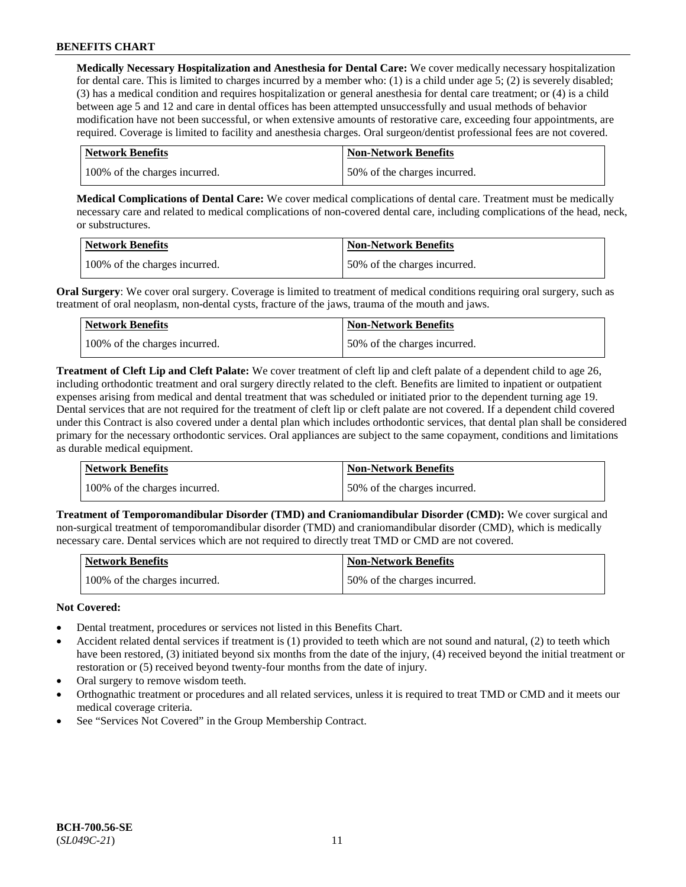**Medically Necessary Hospitalization and Anesthesia for Dental Care:** We cover medically necessary hospitalization for dental care. This is limited to charges incurred by a member who: (1) is a child under age 5; (2) is severely disabled; (3) has a medical condition and requires hospitalization or general anesthesia for dental care treatment; or (4) is a child between age 5 and 12 and care in dental offices has been attempted unsuccessfully and usual methods of behavior modification have not been successful, or when extensive amounts of restorative care, exceeding four appointments, are required. Coverage is limited to facility and anesthesia charges. Oral surgeon/dentist professional fees are not covered.

| Network Benefits | Non-Network Benefits |
|---|---|
| 100% of the charges incurred. | 50% of the charges incurred. |

**Medical Complications of Dental Care:** We cover medical complications of dental care. Treatment must be medically necessary care and related to medical complications of non-covered dental care, including complications of the head, neck, or substructures.

| Network Benefits | Non-Network Benefits |
|---|---|
| 100% of the charges incurred. | 50% of the charges incurred. |

**Oral Surgery**: We cover oral surgery. Coverage is limited to treatment of medical conditions requiring oral surgery, such as treatment of oral neoplasm, non-dental cysts, fracture of the jaws, trauma of the mouth and jaws.

| Network Benefits | Non-Network Benefits |
|---|---|
| 100% of the charges incurred. | 50% of the charges incurred. |

**Treatment of Cleft Lip and Cleft Palate:** We cover treatment of cleft lip and cleft palate of a dependent child to age 26, including orthodontic treatment and oral surgery directly related to the cleft. Benefits are limited to inpatient or outpatient expenses arising from medical and dental treatment that was scheduled or initiated prior to the dependent turning age 19. Dental services that are not required for the treatment of cleft lip or cleft palate are not covered. If a dependent child covered under this Contract is also covered under a dental plan which includes orthodontic services, that dental plan shall be considered primary for the necessary orthodontic services. Oral appliances are subject to the same copayment, conditions and limitations as durable medical equipment.

| Network Benefits | Non-Network Benefits |
|---|---|
| 100% of the charges incurred. | 50% of the charges incurred. |

**Treatment of Temporomandibular Disorder (TMD) and Craniomandibular Disorder (CMD):** We cover surgical and non-surgical treatment of temporomandibular disorder (TMD) and craniomandibular disorder (CMD), which is medically necessary care. Dental services which are not required to directly treat TMD or CMD are not covered.

| Network Benefits | Non-Network Benefits |
|---|---|
| 100% of the charges incurred. | 50% of the charges incurred. |

**Not Covered:**

- Dental treatment, procedures or services not listed in this Benefits Chart.
- Accident related dental services if treatment is (1) provided to teeth which are not sound and natural, (2) to teeth which have been restored, (3) initiated beyond six months from the date of the injury, (4) received beyond the initial treatment or restoration or (5) received beyond twenty-four months from the date of injury.
- Oral surgery to remove wisdom teeth.
- Orthognathic treatment or procedures and all related services, unless it is required to treat TMD or CMD and it meets our medical coverage criteria.
- See "Services Not Covered" in the Group Membership Contract.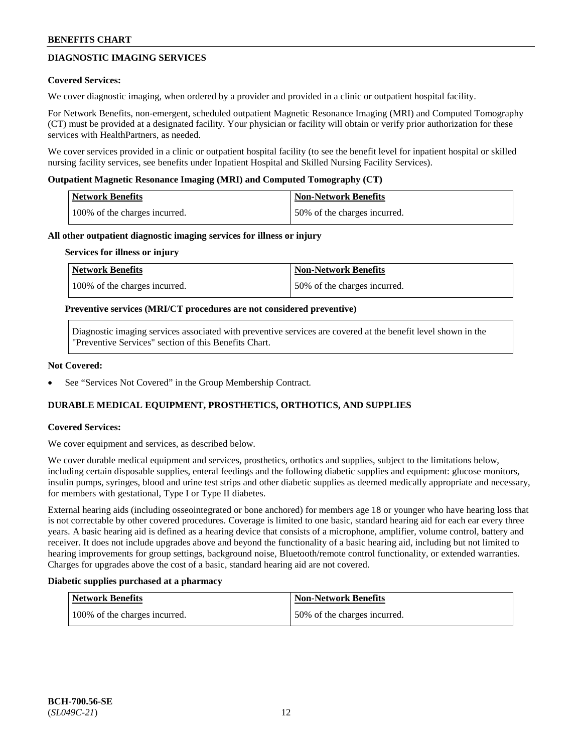## DIAGNOSTIC IMAGING SERVICES

**Covered Services:**

We cover diagnostic imaging, when ordered by a provider and provided in a clinic or outpatient hospital facility.

For Network Benefits, non-emergent, scheduled outpatient Magnetic Resonance Imaging (MRI) and Computed Tomography (CT) must be provided at a designated facility. Your physician or facility will obtain or verify prior authorization for these services with HealthPartners, as needed.

We cover services provided in a clinic or outpatient hospital facility (to see the benefit level for inpatient hospital or skilled nursing facility services, see benefits under Inpatient Hospital and Skilled Nursing Facility Services).

**Outpatient Magnetic Resonance Imaging (MRI) and Computed Tomography (CT)**

| Network Benefits | Non-Network Benefits |
|---|---|
| 100% of the charges incurred. | 50% of the charges incurred. |

**All other outpatient diagnostic imaging services for illness or injury**

**Services for illness or injury**

| Network Benefits | Non-Network Benefits |
|---|---|
| 100% of the charges incurred. | 50% of the charges incurred. |

**Preventive services (MRI/CT procedures are not considered preventive)**

| Diagnostic imaging services associated with preventive services are covered at the benefit level shown in the "Preventive Services" section of this Benefits Chart. |
|---|

**Not Covered:**

- See "Services Not Covered" in the Group Membership Contract.

## DURABLE MEDICAL EQUIPMENT, PROSTHETICS, ORTHOTICS, AND SUPPLIES

**Covered Services:**

We cover equipment and services, as described below.

We cover durable medical equipment and services, prosthetics, orthotics and supplies, subject to the limitations below, including certain disposable supplies, enteral feedings and the following diabetic supplies and equipment: glucose monitors, insulin pumps, syringes, blood and urine test strips and other diabetic supplies as deemed medically appropriate and necessary, for members with gestational, Type I or Type II diabetes.

External hearing aids (including osseointegrated or bone anchored) for members age 18 or younger who have hearing loss that is not correctable by other covered procedures. Coverage is limited to one basic, standard hearing aid for each ear every three years. A basic hearing aid is defined as a hearing device that consists of a microphone, amplifier, volume control, battery and receiver. It does not include upgrades above and beyond the functionality of a basic hearing aid, including but not limited to hearing improvements for group settings, background noise, Bluetooth/remote control functionality, or extended warranties. Charges for upgrades above the cost of a basic, standard hearing aid are not covered.

**Diabetic supplies purchased at a pharmacy**

| Network Benefits | Non-Network Benefits |
|---|---|
| 100% of the charges incurred. | 50% of the charges incurred. |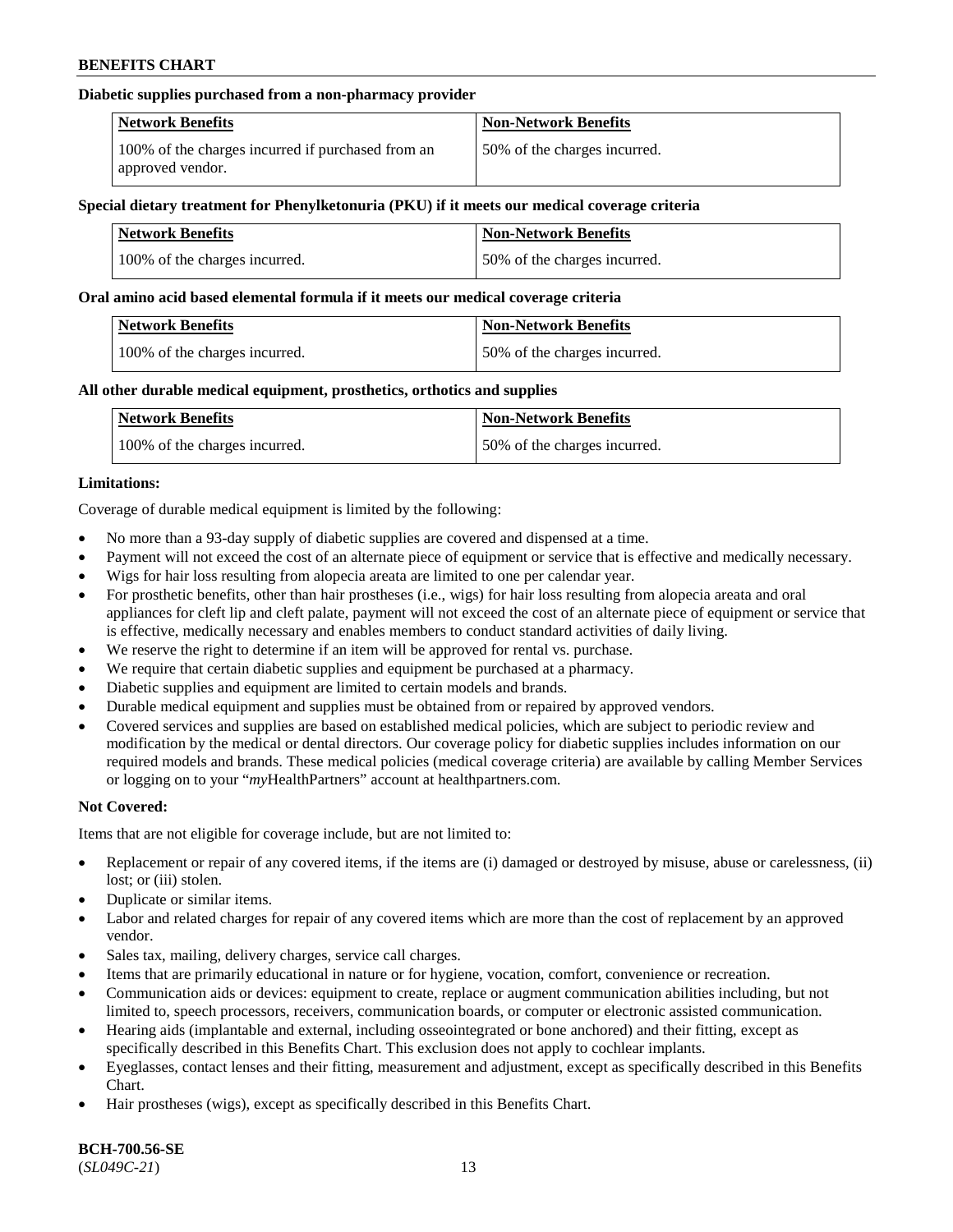**Diabetic supplies purchased from a non-pharmacy provider**

| Network Benefits | Non-Network Benefits |
| --- | --- |
| 100% of the charges incurred if purchased from an approved vendor. | 50% of the charges incurred. |

**Special dietary treatment for Phenylketonuria (PKU) if it meets our medical coverage criteria**

| Network Benefits | Non-Network Benefits |
| --- | --- |
| 100% of the charges incurred. | 50% of the charges incurred. |

**Oral amino acid based elemental formula if it meets our medical coverage criteria**

| Network Benefits | Non-Network Benefits |
| --- | --- |
| 100% of the charges incurred. | 50% of the charges incurred. |

**All other durable medical equipment, prosthetics, orthotics and supplies**

| Network Benefits | Non-Network Benefits |
| --- | --- |
| 100% of the charges incurred. | 50% of the charges incurred. |

**Limitations:**

Coverage of durable medical equipment is limited by the following:

- No more than a 93-day supply of diabetic supplies are covered and dispensed at a time.
- Payment will not exceed the cost of an alternate piece of equipment or service that is effective and medically necessary.
- Wigs for hair loss resulting from alopecia areata are limited to one per calendar year.
- For prosthetic benefits, other than hair prostheses (i.e., wigs) for hair loss resulting from alopecia areata and oral appliances for cleft lip and cleft palate, payment will not exceed the cost of an alternate piece of equipment or service that is effective, medically necessary and enables members to conduct standard activities of daily living.
- We reserve the right to determine if an item will be approved for rental vs. purchase.
- We require that certain diabetic supplies and equipment be purchased at a pharmacy.
- Diabetic supplies and equipment are limited to certain models and brands.
- Durable medical equipment and supplies must be obtained from or repaired by approved vendors.
- Covered services and supplies are based on established medical policies, which are subject to periodic review and modification by the medical or dental directors. Our coverage policy for diabetic supplies includes information on our required models and brands. These medical policies (medical coverage criteria) are available by calling Member Services or logging on to your "*my*HealthPartners" account at healthpartners.com.

**Not Covered:**

Items that are not eligible for coverage include, but are not limited to:

- Replacement or repair of any covered items, if the items are (i) damaged or destroyed by misuse, abuse or carelessness, (ii) lost; or (iii) stolen.
- Duplicate or similar items.
- Labor and related charges for repair of any covered items which are more than the cost of replacement by an approved vendor.
- Sales tax, mailing, delivery charges, service call charges.
- Items that are primarily educational in nature or for hygiene, vocation, comfort, convenience or recreation.
- Communication aids or devices: equipment to create, replace or augment communication abilities including, but not limited to, speech processors, receivers, communication boards, or computer or electronic assisted communication.
- Hearing aids (implantable and external, including osseointegrated or bone anchored) and their fitting, except as specifically described in this Benefits Chart. This exclusion does not apply to cochlear implants.
- Eyeglasses, contact lenses and their fitting, measurement and adjustment, except as specifically described in this Benefits Chart.
- Hair prostheses (wigs), except as specifically described in this Benefits Chart.

**BCH-700.56-SE**
(*SL049C-21*)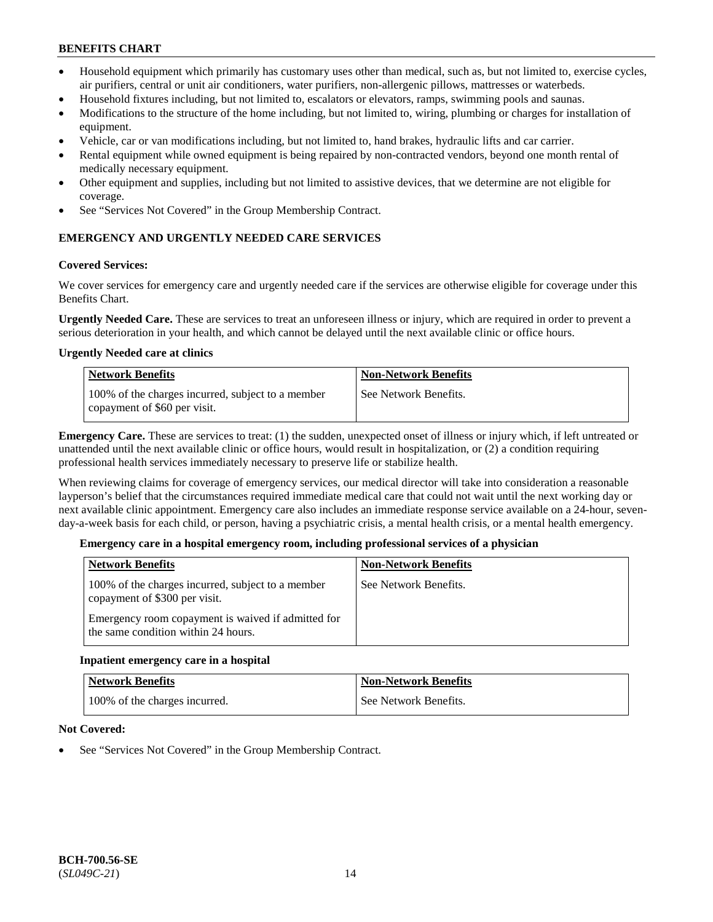- Household equipment which primarily has customary uses other than medical, such as, but not limited to, exercise cycles, air purifiers, central or unit air conditioners, water purifiers, non-allergenic pillows, mattresses or waterbeds.
- Household fixtures including, but not limited to, escalators or elevators, ramps, swimming pools and saunas.
- Modifications to the structure of the home including, but not limited to, wiring, plumbing or charges for installation of equipment.
- Vehicle, car or van modifications including, but not limited to, hand brakes, hydraulic lifts and car carrier.
- Rental equipment while owned equipment is being repaired by non-contracted vendors, beyond one month rental of medically necessary equipment.
- Other equipment and supplies, including but not limited to assistive devices, that we determine are not eligible for coverage.
- See "Services Not Covered" in the Group Membership Contract.

## EMERGENCY AND URGENTLY NEEDED CARE SERVICES

**Covered Services:**

We cover services for emergency care and urgently needed care if the services are otherwise eligible for coverage under this Benefits Chart.

**Urgently Needed Care.** These are services to treat an unforeseen illness or injury, which are required in order to prevent a serious deterioration in your health, and which cannot be delayed until the next available clinic or office hours.

**Urgently Needed care at clinics**

| Network Benefits | Non-Network Benefits |
|---|---|
| 100% of the charges incurred, subject to a member copayment of $60 per visit. | See Network Benefits. |

**Emergency Care.** These are services to treat: (1) the sudden, unexpected onset of illness or injury which, if left untreated or unattended until the next available clinic or office hours, would result in hospitalization, or (2) a condition requiring professional health services immediately necessary to preserve life or stabilize health.

When reviewing claims for coverage of emergency services, our medical director will take into consideration a reasonable layperson's belief that the circumstances required immediate medical care that could not wait until the next working day or next available clinic appointment. Emergency care also includes an immediate response service available on a 24-hour, seven-day-a-week basis for each child, or person, having a psychiatric crisis, a mental health crisis, or a mental health emergency.

**Emergency care in a hospital emergency room, including professional services of a physician**

| Network Benefits | Non-Network Benefits |
|---|---|
| 100% of the charges incurred, subject to a member copayment of $300 per visit.<br><br>Emergency room copayment is waived if admitted for the same condition within 24 hours. | See Network Benefits. |

**Inpatient emergency care in a hospital**

| Network Benefits | Non-Network Benefits |
|---|---|
| 100% of the charges incurred. | See Network Benefits. |

**Not Covered:**

- See "Services Not Covered" in the Group Membership Contract.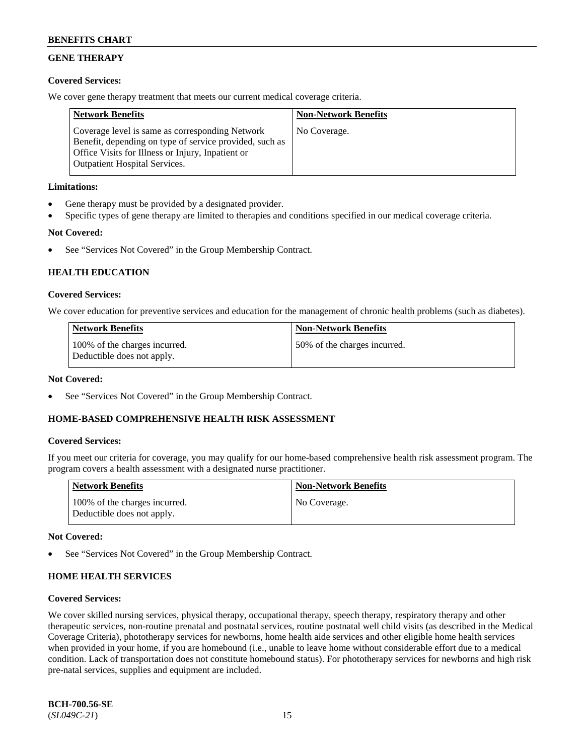## GENE THERAPY

**Covered Services:**

We cover gene therapy treatment that meets our current medical coverage criteria.

| Network Benefits | Non-Network Benefits |
|---|---|
| Coverage level is same as corresponding Network Benefit, depending on type of service provided, such as Office Visits for Illness or Injury, Inpatient or Outpatient Hospital Services. | No Coverage. |

**Limitations:**

- Gene therapy must be provided by a designated provider.
- Specific types of gene therapy are limited to therapies and conditions specified in our medical coverage criteria.

**Not Covered:**

- See "Services Not Covered" in the Group Membership Contract.

## HEALTH EDUCATION

**Covered Services:**

We cover education for preventive services and education for the management of chronic health problems (such as diabetes).

| Network Benefits | Non-Network Benefits |
|---|---|
| 100% of the charges incurred. Deductible does not apply. | 50% of the charges incurred. |

**Not Covered:**

- See "Services Not Covered" in the Group Membership Contract.

## HOME-BASED COMPREHENSIVE HEALTH RISK ASSESSMENT

**Covered Services:**

If you meet our criteria for coverage, you may qualify for our home-based comprehensive health risk assessment program. The program covers a health assessment with a designated nurse practitioner.

| Network Benefits | Non-Network Benefits |
|---|---|
| 100% of the charges incurred. Deductible does not apply. | No Coverage. |

**Not Covered:**

- See "Services Not Covered" in the Group Membership Contract.

## HOME HEALTH SERVICES

**Covered Services:**

We cover skilled nursing services, physical therapy, occupational therapy, speech therapy, respiratory therapy and other therapeutic services, non-routine prenatal and postnatal services, routine postnatal well child visits (as described in the Medical Coverage Criteria), phototherapy services for newborns, home health aide services and other eligible home health services when provided in your home, if you are homebound (i.e., unable to leave home without considerable effort due to a medical condition. Lack of transportation does not constitute homebound status). For phototherapy services for newborns and high risk pre-natal services, supplies and equipment are included.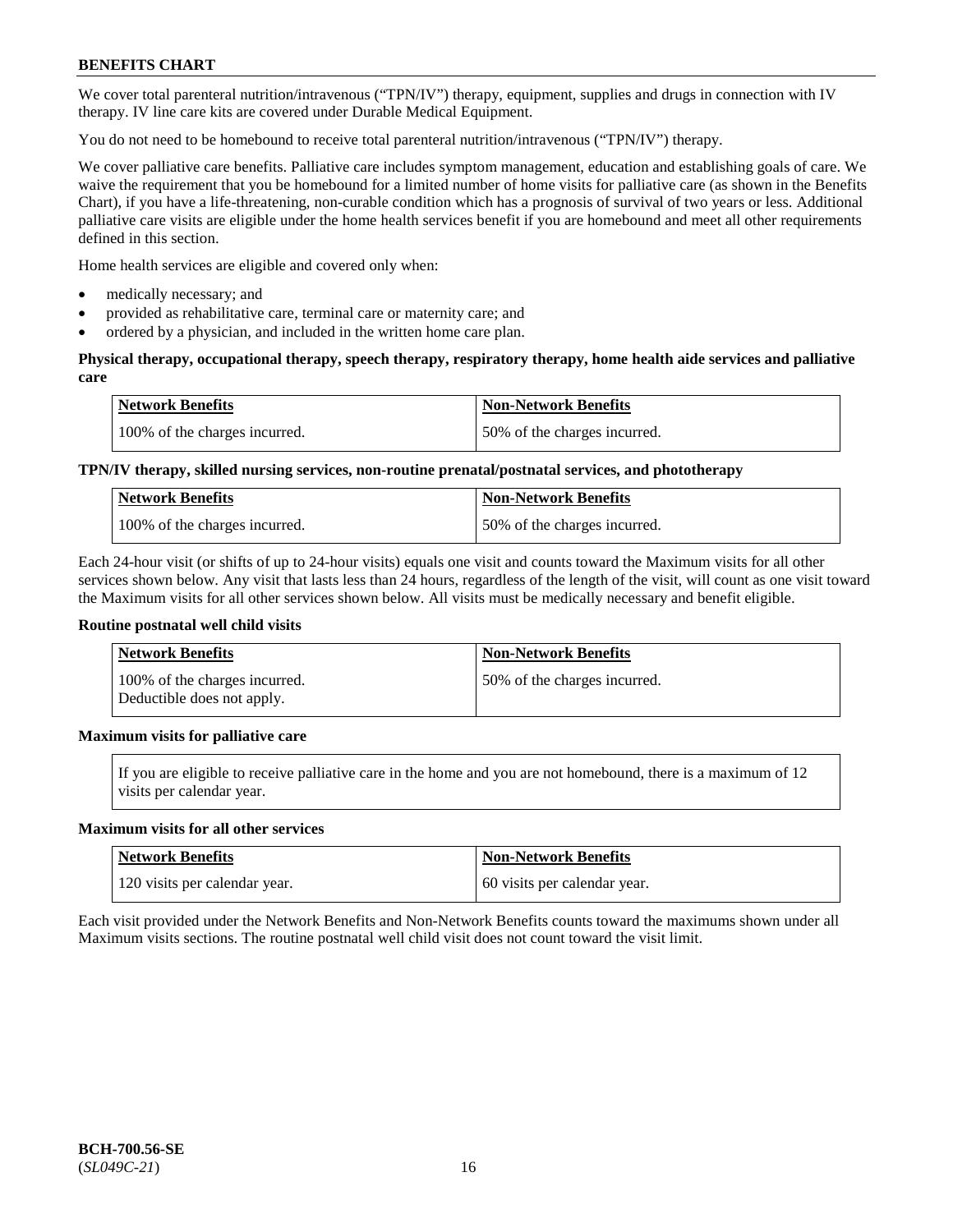We cover total parenteral nutrition/intravenous ("TPN/IV") therapy, equipment, supplies and drugs in connection with IV therapy. IV line care kits are covered under Durable Medical Equipment.

You do not need to be homebound to receive total parenteral nutrition/intravenous ("TPN/IV") therapy.

We cover palliative care benefits. Palliative care includes symptom management, education and establishing goals of care. We waive the requirement that you be homebound for a limited number of home visits for palliative care (as shown in the Benefits Chart), if you have a life-threatening, non-curable condition which has a prognosis of survival of two years or less. Additional palliative care visits are eligible under the home health services benefit if you are homebound and meet all other requirements defined in this section.

Home health services are eligible and covered only when:

- medically necessary; and
- provided as rehabilitative care, terminal care or maternity care; and
- ordered by a physician, and included in the written home care plan.

**Physical therapy, occupational therapy, speech therapy, respiratory therapy, home health aide services and palliative care**

| Network Benefits | Non-Network Benefits |
|---|---|
| 100% of the charges incurred. | 50% of the charges incurred. |

**TPN/IV therapy, skilled nursing services, non-routine prenatal/postnatal services, and phototherapy**

| Network Benefits | Non-Network Benefits |
|---|---|
| 100% of the charges incurred. | 50% of the charges incurred. |

Each 24-hour visit (or shifts of up to 24-hour visits) equals one visit and counts toward the Maximum visits for all other services shown below. Any visit that lasts less than 24 hours, regardless of the length of the visit, will count as one visit toward the Maximum visits for all other services shown below. All visits must be medically necessary and benefit eligible.

**Routine postnatal well child visits**

| Network Benefits | Non-Network Benefits |
|---|---|
| 100% of the charges incurred. Deductible does not apply. | 50% of the charges incurred. |

**Maximum visits for palliative care**

| If you are eligible to receive palliative care in the home and you are not homebound, there is a maximum of 12 visits per calendar year. |
|---|

**Maximum visits for all other services**

| Network Benefits | Non-Network Benefits |
|---|---|
| 120 visits per calendar year. | 60 visits per calendar year. |

Each visit provided under the Network Benefits and Non-Network Benefits counts toward the maximums shown under all Maximum visits sections. The routine postnatal well child visit does not count toward the visit limit.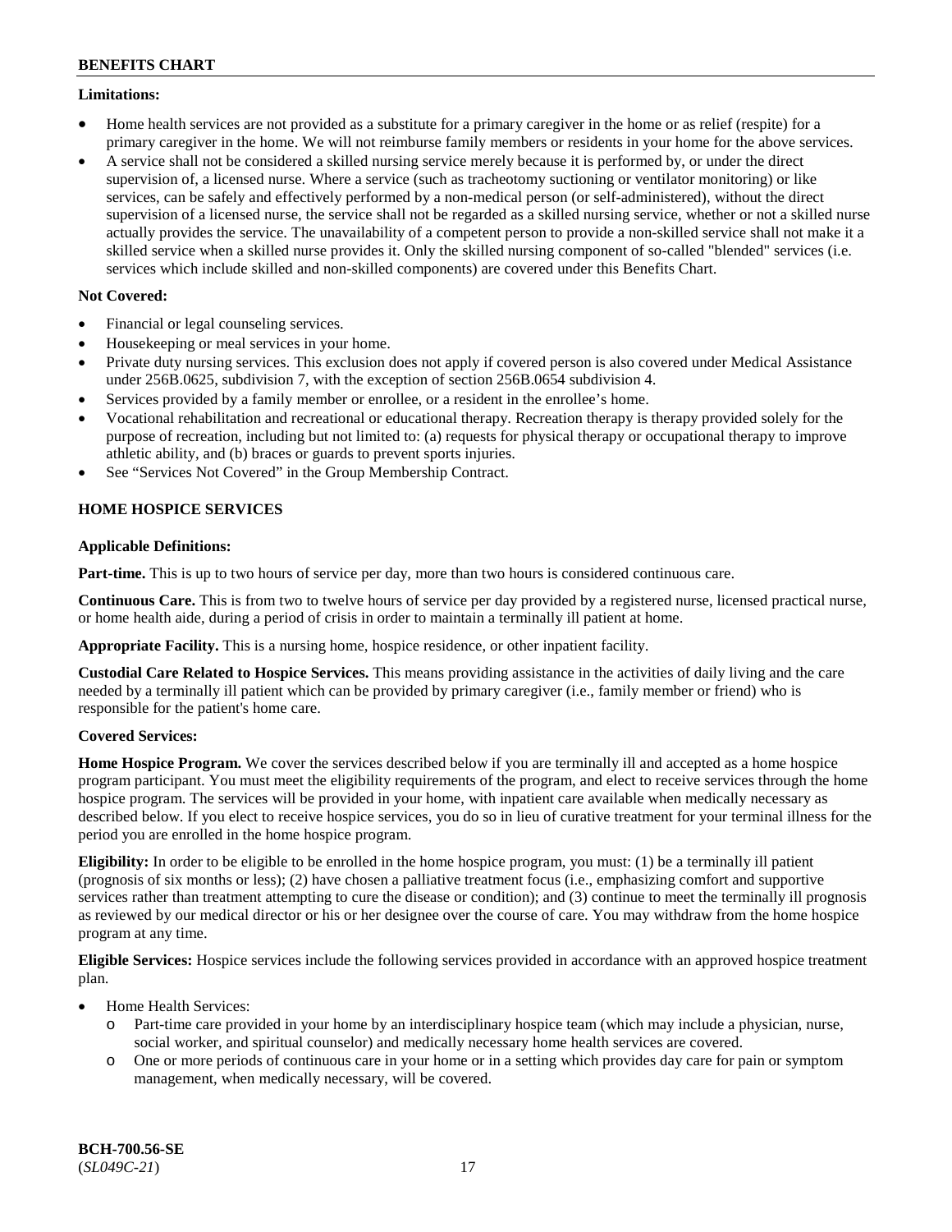**Limitations:**

- Home health services are not provided as a substitute for a primary caregiver in the home or as relief (respite) for a primary caregiver in the home. We will not reimburse family members or residents in your home for the above services.
- A service shall not be considered a skilled nursing service merely because it is performed by, or under the direct supervision of, a licensed nurse. Where a service (such as tracheotomy suctioning or ventilator monitoring) or like services, can be safely and effectively performed by a non-medical person (or self-administered), without the direct supervision of a licensed nurse, the service shall not be regarded as a skilled nursing service, whether or not a skilled nurse actually provides the service. The unavailability of a competent person to provide a non-skilled service shall not make it a skilled service when a skilled nurse provides it. Only the skilled nursing component of so-called "blended" services (i.e. services which include skilled and non-skilled components) are covered under this Benefits Chart.

**Not Covered:**

- Financial or legal counseling services.
- Housekeeping or meal services in your home.
- Private duty nursing services. This exclusion does not apply if covered person is also covered under Medical Assistance under 256B.0625, subdivision 7, with the exception of section 256B.0654 subdivision 4.
- Services provided by a family member or enrollee, or a resident in the enrollee's home.
- Vocational rehabilitation and recreational or educational therapy. Recreation therapy is therapy provided solely for the purpose of recreation, including but not limited to: (a) requests for physical therapy or occupational therapy to improve athletic ability, and (b) braces or guards to prevent sports injuries.
- See "Services Not Covered" in the Group Membership Contract.

## HOME HOSPICE SERVICES

**Applicable Definitions:**

**Part-time.** This is up to two hours of service per day, more than two hours is considered continuous care.

**Continuous Care.** This is from two to twelve hours of service per day provided by a registered nurse, licensed practical nurse, or home health aide, during a period of crisis in order to maintain a terminally ill patient at home.

**Appropriate Facility.** This is a nursing home, hospice residence, or other inpatient facility.

**Custodial Care Related to Hospice Services.** This means providing assistance in the activities of daily living and the care needed by a terminally ill patient which can be provided by primary caregiver (i.e., family member or friend) who is responsible for the patient's home care.

**Covered Services:**

**Home Hospice Program.** We cover the services described below if you are terminally ill and accepted as a home hospice program participant. You must meet the eligibility requirements of the program, and elect to receive services through the home hospice program. The services will be provided in your home, with inpatient care available when medically necessary as described below. If you elect to receive hospice services, you do so in lieu of curative treatment for your terminal illness for the period you are enrolled in the home hospice program.

**Eligibility:** In order to be eligible to be enrolled in the home hospice program, you must: (1) be a terminally ill patient (prognosis of six months or less); (2) have chosen a palliative treatment focus (i.e., emphasizing comfort and supportive services rather than treatment attempting to cure the disease or condition); and (3) continue to meet the terminally ill prognosis as reviewed by our medical director or his or her designee over the course of care. You may withdraw from the home hospice program at any time.

**Eligible Services:** Hospice services include the following services provided in accordance with an approved hospice treatment plan.

- Home Health Services:
  - Part-time care provided in your home by an interdisciplinary hospice team (which may include a physician, nurse, social worker, and spiritual counselor) and medically necessary home health services are covered.
  - One or more periods of continuous care in your home or in a setting which provides day care for pain or symptom management, when medically necessary, will be covered.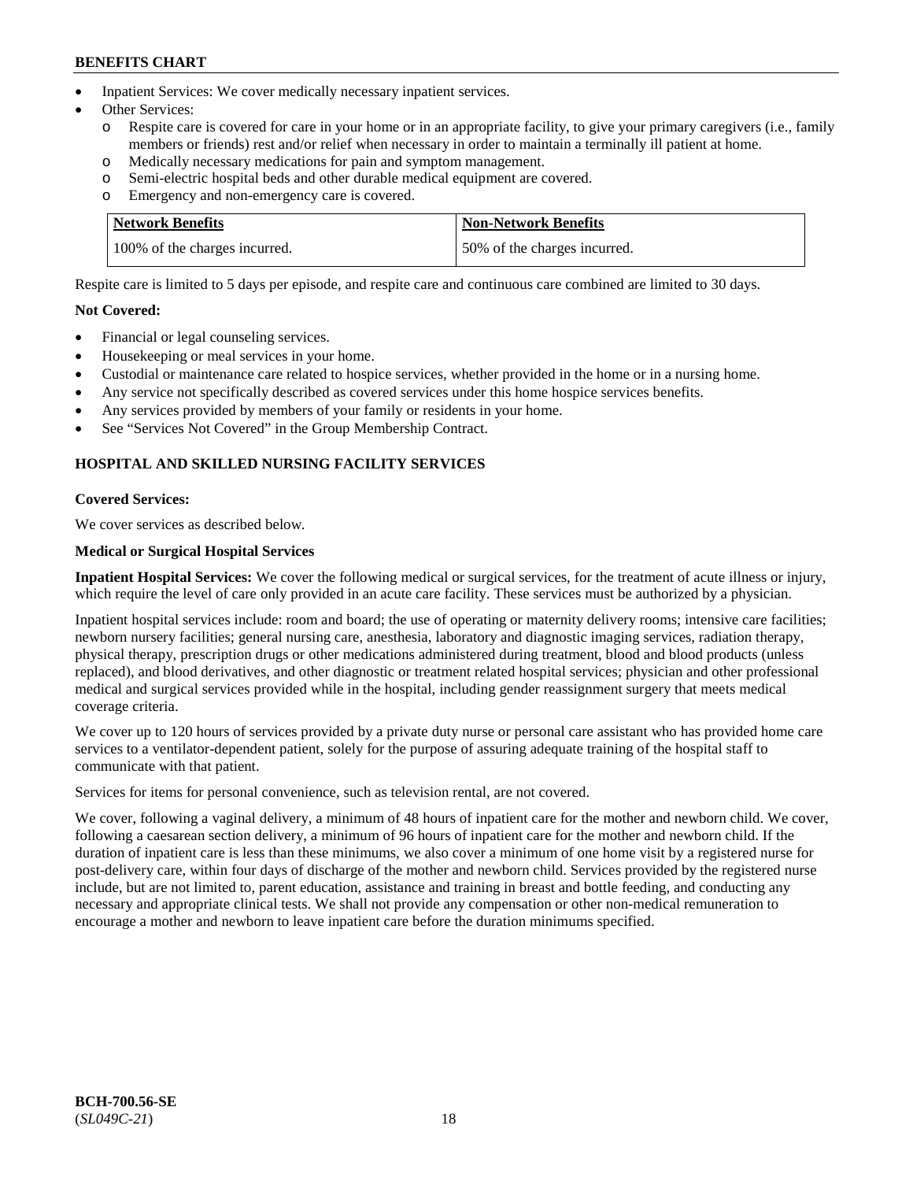- Inpatient Services: We cover medically necessary inpatient services.
- Other Services:
  - o Respite care is covered for care in your home or in an appropriate facility, to give your primary caregivers (i.e., family members or friends) rest and/or relief when necessary in order to maintain a terminally ill patient at home.
  - o Medically necessary medications for pain and symptom management.
  - o Semi-electric hospital beds and other durable medical equipment are covered.
  - o Emergency and non-emergency care is covered.

| Network Benefits | Non-Network Benefits |
|---|---|
| 100% of the charges incurred. | 50% of the charges incurred. |

Respite care is limited to 5 days per episode, and respite care and continuous care combined are limited to 30 days.

**Not Covered:**

- Financial or legal counseling services.
- Housekeeping or meal services in your home.
- Custodial or maintenance care related to hospice services, whether provided in the home or in a nursing home.
- Any service not specifically described as covered services under this home hospice services benefits.
- Any services provided by members of your family or residents in your home.
- See "Services Not Covered" in the Group Membership Contract.

## HOSPITAL AND SKILLED NURSING FACILITY SERVICES

**Covered Services:**

We cover services as described below.

**Medical or Surgical Hospital Services**

**Inpatient Hospital Services:** We cover the following medical or surgical services, for the treatment of acute illness or injury, which require the level of care only provided in an acute care facility. These services must be authorized by a physician.

Inpatient hospital services include: room and board; the use of operating or maternity delivery rooms; intensive care facilities; newborn nursery facilities; general nursing care, anesthesia, laboratory and diagnostic imaging services, radiation therapy, physical therapy, prescription drugs or other medications administered during treatment, blood and blood products (unless replaced), and blood derivatives, and other diagnostic or treatment related hospital services; physician and other professional medical and surgical services provided while in the hospital, including gender reassignment surgery that meets medical coverage criteria.

We cover up to 120 hours of services provided by a private duty nurse or personal care assistant who has provided home care services to a ventilator-dependent patient, solely for the purpose of assuring adequate training of the hospital staff to communicate with that patient.

Services for items for personal convenience, such as television rental, are not covered.

We cover, following a vaginal delivery, a minimum of 48 hours of inpatient care for the mother and newborn child. We cover, following a caesarean section delivery, a minimum of 96 hours of inpatient care for the mother and newborn child. If the duration of inpatient care is less than these minimums, we also cover a minimum of one home visit by a registered nurse for post-delivery care, within four days of discharge of the mother and newborn child. Services provided by the registered nurse include, but are not limited to, parent education, assistance and training in breast and bottle feeding, and conducting any necessary and appropriate clinical tests. We shall not provide any compensation or other non-medical remuneration to encourage a mother and newborn to leave inpatient care before the duration minimums specified.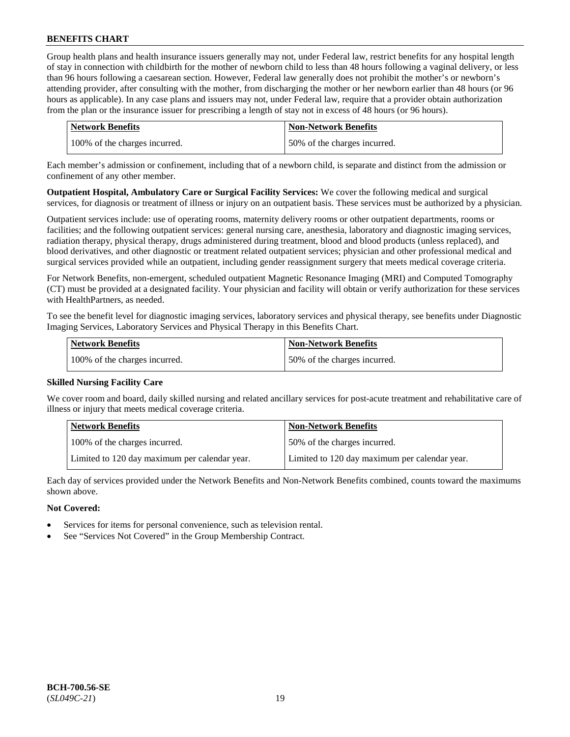Group health plans and health insurance issuers generally may not, under Federal law, restrict benefits for any hospital length of stay in connection with childbirth for the mother of newborn child to less than 48 hours following a vaginal delivery, or less than 96 hours following a caesarean section. However, Federal law generally does not prohibit the mother's or newborn's attending provider, after consulting with the mother, from discharging the mother or her newborn earlier than 48 hours (or 96 hours as applicable). In any case plans and issuers may not, under Federal law, require that a provider obtain authorization from the plan or the insurance issuer for prescribing a length of stay not in excess of 48 hours (or 96 hours).

| Network Benefits | Non-Network Benefits |
| --- | --- |
| 100% of the charges incurred. | 50% of the charges incurred. |

Each member's admission or confinement, including that of a newborn child, is separate and distinct from the admission or confinement of any other member.

**Outpatient Hospital, Ambulatory Care or Surgical Facility Services:** We cover the following medical and surgical services, for diagnosis or treatment of illness or injury on an outpatient basis. These services must be authorized by a physician.

Outpatient services include: use of operating rooms, maternity delivery rooms or other outpatient departments, rooms or facilities; and the following outpatient services: general nursing care, anesthesia, laboratory and diagnostic imaging services, radiation therapy, physical therapy, drugs administered during treatment, blood and blood products (unless replaced), and blood derivatives, and other diagnostic or treatment related outpatient services; physician and other professional medical and surgical services provided while an outpatient, including gender reassignment surgery that meets medical coverage criteria.

For Network Benefits, non-emergent, scheduled outpatient Magnetic Resonance Imaging (MRI) and Computed Tomography (CT) must be provided at a designated facility. Your physician and facility will obtain or verify authorization for these services with HealthPartners, as needed.

To see the benefit level for diagnostic imaging services, laboratory services and physical therapy, see benefits under Diagnostic Imaging Services, Laboratory Services and Physical Therapy in this Benefits Chart.

| Network Benefits | Non-Network Benefits |
| --- | --- |
| 100% of the charges incurred. | 50% of the charges incurred. |

**Skilled Nursing Facility Care**

We cover room and board, daily skilled nursing and related ancillary services for post-acute treatment and rehabilitative care of illness or injury that meets medical coverage criteria.

| Network Benefits | Non-Network Benefits |
| --- | --- |
| 100% of the charges incurred. | 50% of the charges incurred. |
| Limited to 120 day maximum per calendar year. | Limited to 120 day maximum per calendar year. |

Each day of services provided under the Network Benefits and Non-Network Benefits combined, counts toward the maximums shown above.

**Not Covered:**

- Services for items for personal convenience, such as television rental.
- See "Services Not Covered" in the Group Membership Contract.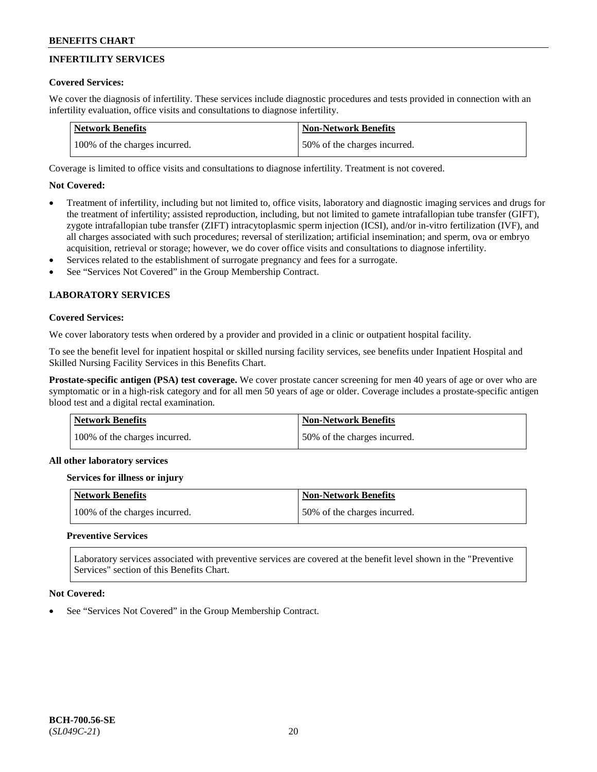## INFERTILITY SERVICES

**Covered Services:**

We cover the diagnosis of infertility. These services include diagnostic procedures and tests provided in connection with an infertility evaluation, office visits and consultations to diagnose infertility.

| Network Benefits | Non-Network Benefits |
|---|---|
| 100% of the charges incurred. | 50% of the charges incurred. |

Coverage is limited to office visits and consultations to diagnose infertility. Treatment is not covered.

**Not Covered:**

- Treatment of infertility, including but not limited to, office visits, laboratory and diagnostic imaging services and drugs for the treatment of infertility; assisted reproduction, including, but not limited to gamete intrafallopian tube transfer (GIFT), zygote intrafallopian tube transfer (ZIFT) intracytoplasmic sperm injection (ICSI), and/or in-vitro fertilization (IVF), and all charges associated with such procedures; reversal of sterilization; artificial insemination; and sperm, ova or embryo acquisition, retrieval or storage; however, we do cover office visits and consultations to diagnose infertility.
- Services related to the establishment of surrogate pregnancy and fees for a surrogate.
- See "Services Not Covered" in the Group Membership Contract.

## LABORATORY SERVICES

**Covered Services:**

We cover laboratory tests when ordered by a provider and provided in a clinic or outpatient hospital facility.

To see the benefit level for inpatient hospital or skilled nursing facility services, see benefits under Inpatient Hospital and Skilled Nursing Facility Services in this Benefits Chart.

**Prostate-specific antigen (PSA) test coverage.** We cover prostate cancer screening for men 40 years of age or over who are symptomatic or in a high-risk category and for all men 50 years of age or older. Coverage includes a prostate-specific antigen blood test and a digital rectal examination.

| Network Benefits | Non-Network Benefits |
|---|---|
| 100% of the charges incurred. | 50% of the charges incurred. |

**All other laboratory services**

**Services for illness or injury**

| Network Benefits | Non-Network Benefits |
|---|---|
| 100% of the charges incurred. | 50% of the charges incurred. |

**Preventive Services**

Laboratory services associated with preventive services are covered at the benefit level shown in the "Preventive Services" section of this Benefits Chart.

**Not Covered:**

- See "Services Not Covered" in the Group Membership Contract.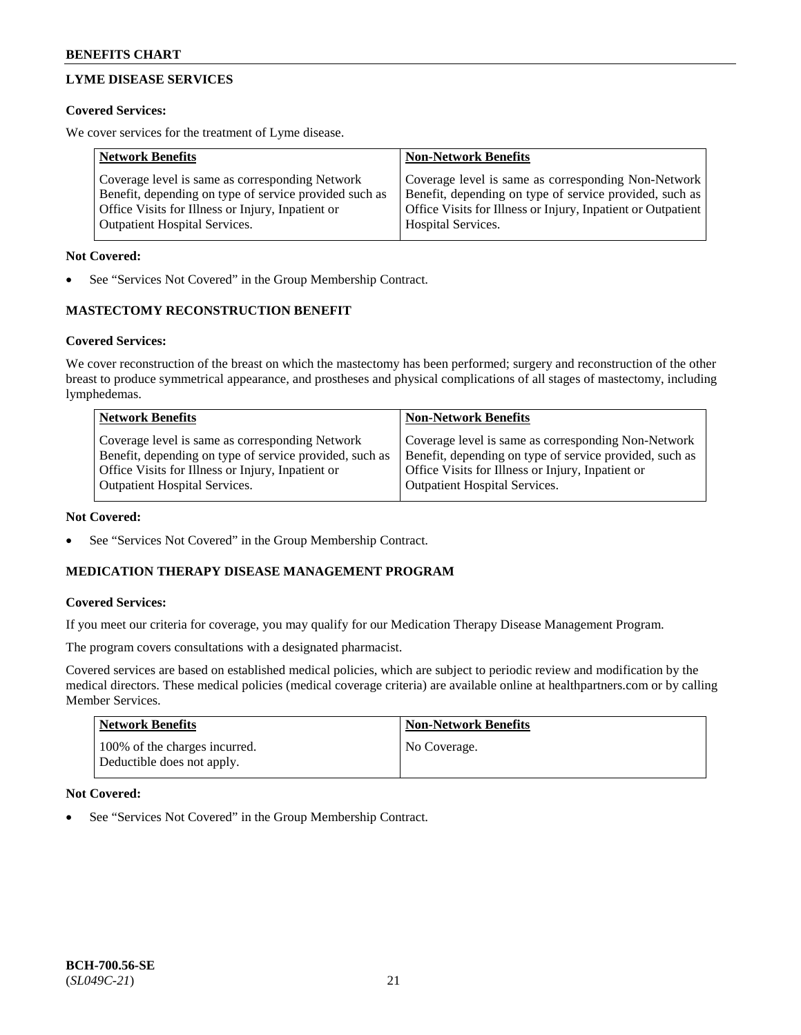## LYME DISEASE SERVICES

**Covered Services:**

We cover services for the treatment of Lyme disease.

| Network Benefits | Non-Network Benefits |
|---|---|
| Coverage level is same as corresponding Network Benefit, depending on type of service provided such as Office Visits for Illness or Injury, Inpatient or Outpatient Hospital Services. | Coverage level is same as corresponding Non-Network Benefit, depending on type of service provided, such as Office Visits for Illness or Injury, Inpatient or Outpatient Hospital Services. |

**Not Covered:**

- See "Services Not Covered" in the Group Membership Contract.

## MASTECTOMY RECONSTRUCTION BENEFIT

**Covered Services:**

We cover reconstruction of the breast on which the mastectomy has been performed; surgery and reconstruction of the other breast to produce symmetrical appearance, and prostheses and physical complications of all stages of mastectomy, including lymphedemas.

| Network Benefits | Non-Network Benefits |
|---|---|
| Coverage level is same as corresponding Network Benefit, depending on type of service provided, such as Office Visits for Illness or Injury, Inpatient or Outpatient Hospital Services. | Coverage level is same as corresponding Non-Network Benefit, depending on type of service provided, such as Office Visits for Illness or Injury, Inpatient or Outpatient Hospital Services. |

**Not Covered:**

- See "Services Not Covered" in the Group Membership Contract.

## MEDICATION THERAPY DISEASE MANAGEMENT PROGRAM

**Covered Services:**

If you meet our criteria for coverage, you may qualify for our Medication Therapy Disease Management Program.

The program covers consultations with a designated pharmacist.

Covered services are based on established medical policies, which are subject to periodic review and modification by the medical directors. These medical policies (medical coverage criteria) are available online at healthpartners.com or by calling Member Services.

| Network Benefits | Non-Network Benefits |
|---|---|
| 100% of the charges incurred. Deductible does not apply. | No Coverage. |

**Not Covered:**

- See "Services Not Covered" in the Group Membership Contract.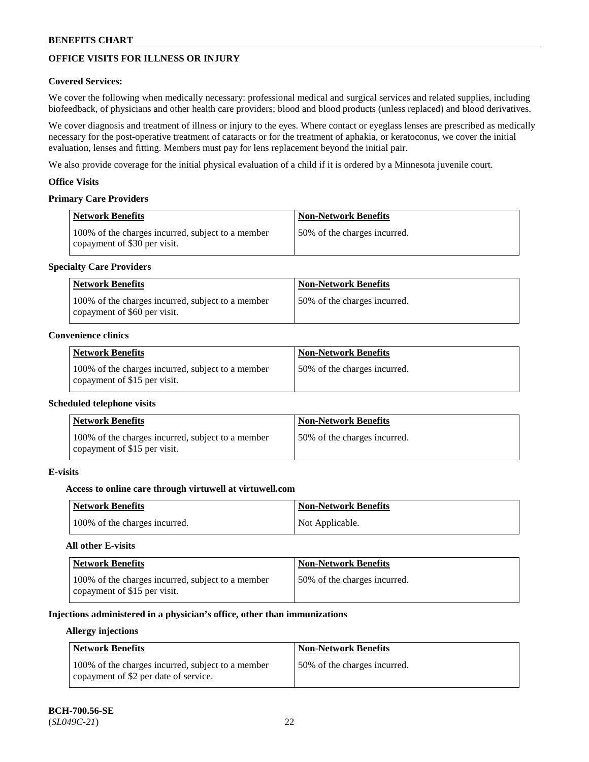## OFFICE VISITS FOR ILLNESS OR INJURY

### Covered Services:

We cover the following when medically necessary: professional medical and surgical services and related supplies, including biofeedback, of physicians and other health care providers; blood and blood products (unless replaced) and blood derivatives.

We cover diagnosis and treatment of illness or injury to the eyes. Where contact or eyeglass lenses are prescribed as medically necessary for the post-operative treatment of cataracts or for the treatment of aphakia, or keratoconus, we cover the initial evaluation, lenses and fitting. Members must pay for lens replacement beyond the initial pair.

We also provide coverage for the initial physical evaluation of a child if it is ordered by a Minnesota juvenile court.

### Office Visits

#### Primary Care Providers

| Network Benefits | Non-Network Benefits |
|---|---|
| 100% of the charges incurred, subject to a member copayment of $30 per visit. | 50% of the charges incurred. |

#### Specialty Care Providers

| Network Benefits | Non-Network Benefits |
|---|---|
| 100% of the charges incurred, subject to a member copayment of $60 per visit. | 50% of the charges incurred. |

#### Convenience clinics

| Network Benefits | Non-Network Benefits |
|---|---|
| 100% of the charges incurred, subject to a member copayment of $15 per visit. | 50% of the charges incurred. |

#### Scheduled telephone visits

| Network Benefits | Non-Network Benefits |
|---|---|
| 100% of the charges incurred, subject to a member copayment of $15 per visit. | 50% of the charges incurred. |

#### E-visits

**Access to online care through virtuwell at virtuwell.com**

| Network Benefits | Non-Network Benefits |
|---|---|
| 100% of the charges incurred. | Not Applicable. |

**All other E-visits**

| Network Benefits | Non-Network Benefits |
|---|---|
| 100% of the charges incurred, subject to a member copayment of $15 per visit. | 50% of the charges incurred. |

#### Injections administered in a physician's office, other than immunizations

**Allergy injections**

| Network Benefits | Non-Network Benefits |
|---|---|
| 100% of the charges incurred, subject to a member copayment of $2 per date of service. | 50% of the charges incurred. |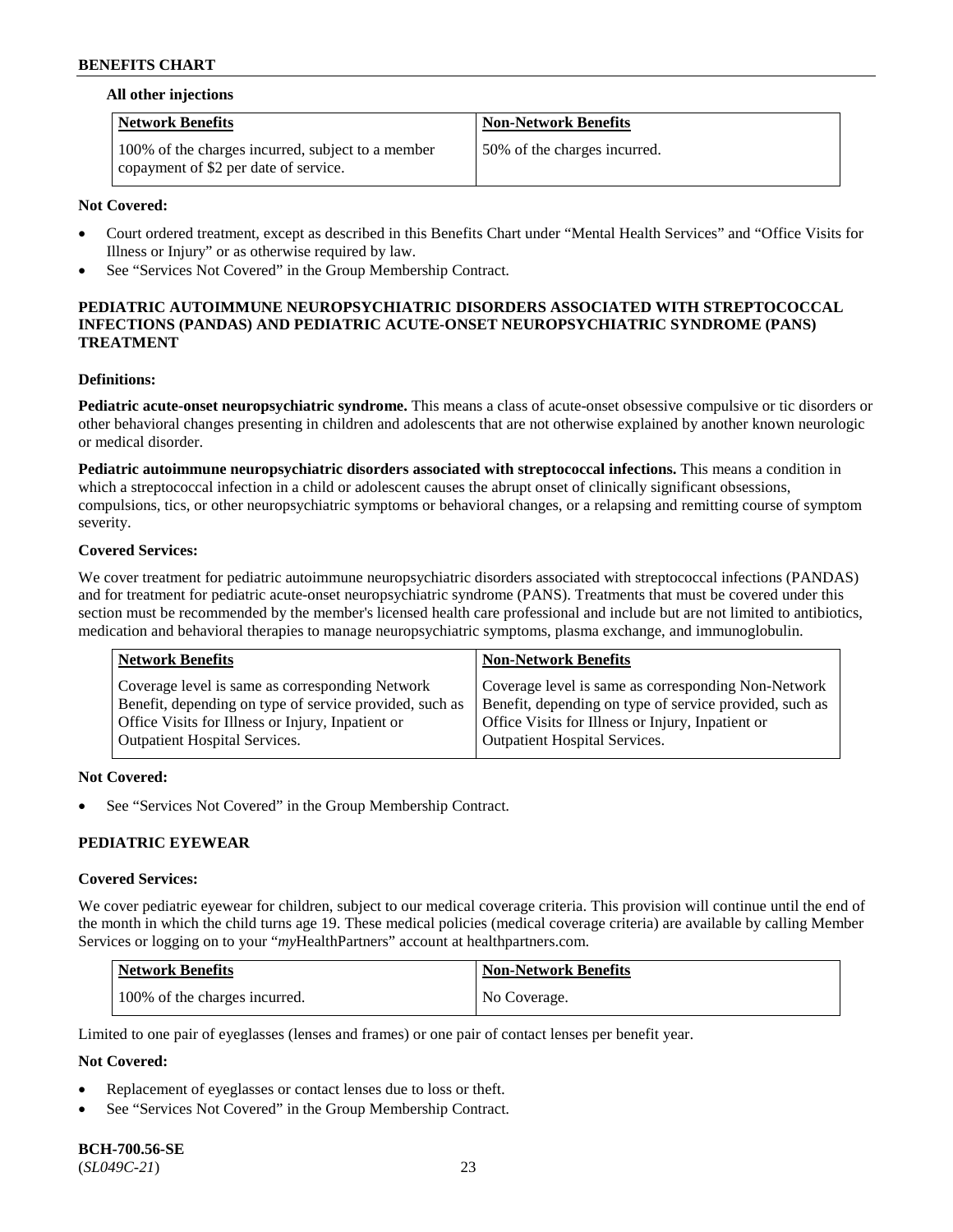**All other injections**

| Network Benefits | Non-Network Benefits |
| --- | --- |
| 100% of the charges incurred, subject to a member copayment of $2 per date of service. | 50% of the charges incurred. |

**Not Covered:**

- Court ordered treatment, except as described in this Benefits Chart under "Mental Health Services" and "Office Visits for Illness or Injury" or as otherwise required by law.
- See "Services Not Covered" in the Group Membership Contract.

**PEDIATRIC AUTOIMMUNE NEUROPSYCHIATRIC DISORDERS ASSOCIATED WITH STREPTOCOCCAL INFECTIONS (PANDAS) AND PEDIATRIC ACUTE-ONSET NEUROPSYCHIATRIC SYNDROME (PANS) TREATMENT**

**Definitions:**

**Pediatric acute-onset neuropsychiatric syndrome.** This means a class of acute-onset obsessive compulsive or tic disorders or other behavioral changes presenting in children and adolescents that are not otherwise explained by another known neurologic or medical disorder.

**Pediatric autoimmune neuropsychiatric disorders associated with streptococcal infections.** This means a condition in which a streptococcal infection in a child or adolescent causes the abrupt onset of clinically significant obsessions, compulsions, tics, or other neuropsychiatric symptoms or behavioral changes, or a relapsing and remitting course of symptom severity.

**Covered Services:**

We cover treatment for pediatric autoimmune neuropsychiatric disorders associated with streptococcal infections (PANDAS) and for treatment for pediatric acute-onset neuropsychiatric syndrome (PANS). Treatments that must be covered under this section must be recommended by the member's licensed health care professional and include but are not limited to antibiotics, medication and behavioral therapies to manage neuropsychiatric symptoms, plasma exchange, and immunoglobulin.

| Network Benefits | Non-Network Benefits |
| --- | --- |
| Coverage level is same as corresponding Network Benefit, depending on type of service provided, such as Office Visits for Illness or Injury, Inpatient or Outpatient Hospital Services. | Coverage level is same as corresponding Non-Network Benefit, depending on type of service provided, such as Office Visits for Illness or Injury, Inpatient or Outpatient Hospital Services. |

**Not Covered:**

- See "Services Not Covered" in the Group Membership Contract.

**PEDIATRIC EYEWEAR**

**Covered Services:**

We cover pediatric eyewear for children, subject to our medical coverage criteria. This provision will continue until the end of the month in which the child turns age 19. These medical policies (medical coverage criteria) are available by calling Member Services or logging on to your "*my*HealthPartners" account at healthpartners.com.

| Network Benefits | Non-Network Benefits |
| --- | --- |
| 100% of the charges incurred. | No Coverage. |

Limited to one pair of eyeglasses (lenses and frames) or one pair of contact lenses per benefit year.

**Not Covered:**

- Replacement of eyeglasses or contact lenses due to loss or theft.
- See "Services Not Covered" in the Group Membership Contract.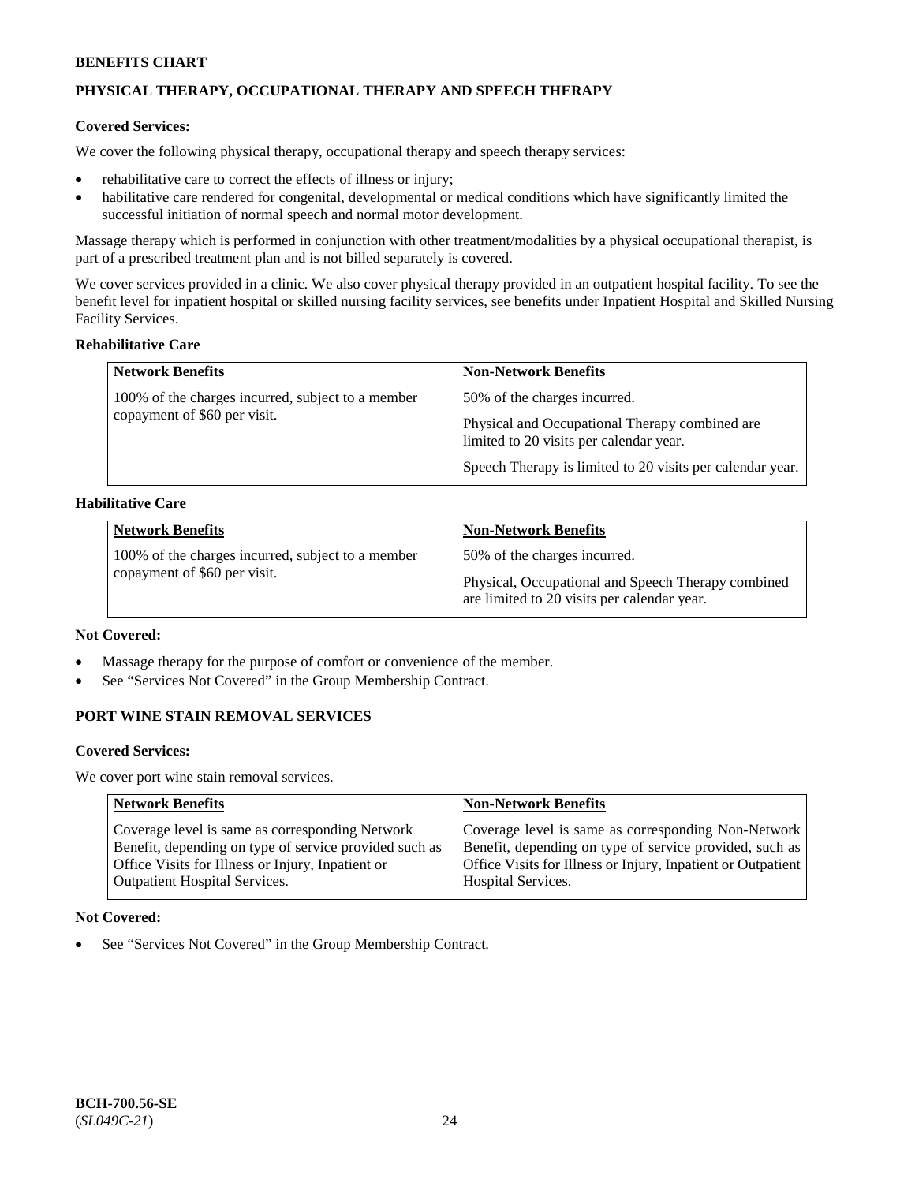## PHYSICAL THERAPY, OCCUPATIONAL THERAPY AND SPEECH THERAPY

**Covered Services:**

We cover the following physical therapy, occupational therapy and speech therapy services:

- rehabilitative care to correct the effects of illness or injury;
- habilitative care rendered for congenital, developmental or medical conditions which have significantly limited the successful initiation of normal speech and normal motor development.

Massage therapy which is performed in conjunction with other treatment/modalities by a physical occupational therapist, is part of a prescribed treatment plan and is not billed separately is covered.

We cover services provided in a clinic. We also cover physical therapy provided in an outpatient hospital facility. To see the benefit level for inpatient hospital or skilled nursing facility services, see benefits under Inpatient Hospital and Skilled Nursing Facility Services.

**Rehabilitative Care**

| Network Benefits | Non-Network Benefits |
|---|---|
| 100% of the charges incurred, subject to a member copayment of $60 per visit. | 50% of the charges incurred.<br><br>Physical and Occupational Therapy combined are limited to 20 visits per calendar year.<br><br>Speech Therapy is limited to 20 visits per calendar year. |

**Habilitative Care**

| Network Benefits | Non-Network Benefits |
|---|---|
| 100% of the charges incurred, subject to a member copayment of $60 per visit. | 50% of the charges incurred.<br><br>Physical, Occupational and Speech Therapy combined are limited to 20 visits per calendar year. |

**Not Covered:**

- Massage therapy for the purpose of comfort or convenience of the member.
- See "Services Not Covered" in the Group Membership Contract.

## PORT WINE STAIN REMOVAL SERVICES

**Covered Services:**

We cover port wine stain removal services.

| Network Benefits | Non-Network Benefits |
|---|---|
| Coverage level is same as corresponding Network Benefit, depending on type of service provided such as Office Visits for Illness or Injury, Inpatient or Outpatient Hospital Services. | Coverage level is same as corresponding Non-Network Benefit, depending on type of service provided, such as Office Visits for Illness or Injury, Inpatient or Outpatient Hospital Services. |

**Not Covered:**

- See "Services Not Covered" in the Group Membership Contract.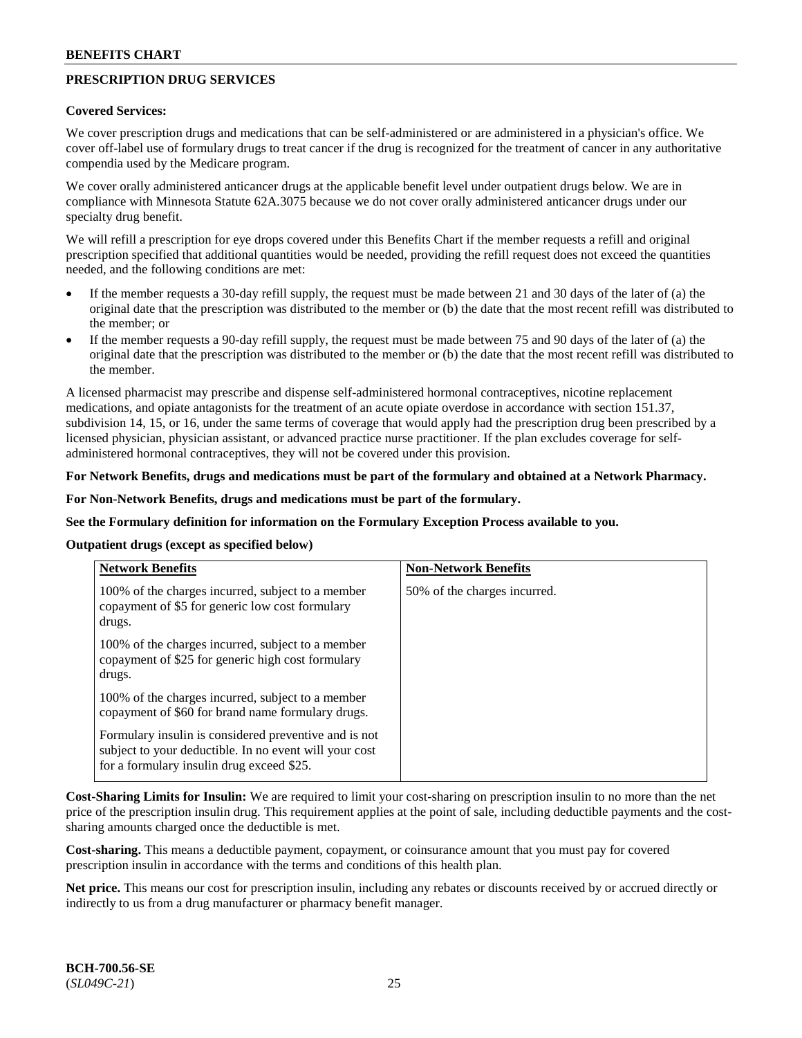## PRESCRIPTION DRUG SERVICES

**Covered Services:**

We cover prescription drugs and medications that can be self-administered or are administered in a physician's office. We cover off-label use of formulary drugs to treat cancer if the drug is recognized for the treatment of cancer in any authoritative compendia used by the Medicare program.

We cover orally administered anticancer drugs at the applicable benefit level under outpatient drugs below. We are in compliance with Minnesota Statute 62A.3075 because we do not cover orally administered anticancer drugs under our specialty drug benefit.

We will refill a prescription for eye drops covered under this Benefits Chart if the member requests a refill and original prescription specified that additional quantities would be needed, providing the refill request does not exceed the quantities needed, and the following conditions are met:

- If the member requests a 30-day refill supply, the request must be made between 21 and 30 days of the later of (a) the original date that the prescription was distributed to the member or (b) the date that the most recent refill was distributed to the member; or
- If the member requests a 90-day refill supply, the request must be made between 75 and 90 days of the later of (a) the original date that the prescription was distributed to the member or (b) the date that the most recent refill was distributed to the member.

A licensed pharmacist may prescribe and dispense self-administered hormonal contraceptives, nicotine replacement medications, and opiate antagonists for the treatment of an acute opiate overdose in accordance with section 151.37, subdivision 14, 15, or 16, under the same terms of coverage that would apply had the prescription drug been prescribed by a licensed physician, physician assistant, or advanced practice nurse practitioner. If the plan excludes coverage for self-administered hormonal contraceptives, they will not be covered under this provision.

**For Network Benefits, drugs and medications must be part of the formulary and obtained at a Network Pharmacy.**

**For Non-Network Benefits, drugs and medications must be part of the formulary.**

**See the Formulary definition for information on the Formulary Exception Process available to you.**

**Outpatient drugs (except as specified below)**

| Network Benefits | Non-Network Benefits |
|---|---|
| 100% of the charges incurred, subject to a member copayment of $5 for generic low cost formulary drugs.<br><br>100% of the charges incurred, subject to a member copayment of $25 for generic high cost formulary drugs.<br><br>100% of the charges incurred, subject to a member copayment of $60 for brand name formulary drugs.<br><br>Formulary insulin is considered preventive and is not subject to your deductible. In no event will your cost for a formulary insulin drug exceed $25. | 50% of the charges incurred. |

**Cost-Sharing Limits for Insulin:** We are required to limit your cost-sharing on prescription insulin to no more than the net price of the prescription insulin drug. This requirement applies at the point of sale, including deductible payments and the cost-sharing amounts charged once the deductible is met.

**Cost-sharing.** This means a deductible payment, copayment, or coinsurance amount that you must pay for covered prescription insulin in accordance with the terms and conditions of this health plan.

**Net price.** This means our cost for prescription insulin, including any rebates or discounts received by or accrued directly or indirectly to us from a drug manufacturer or pharmacy benefit manager.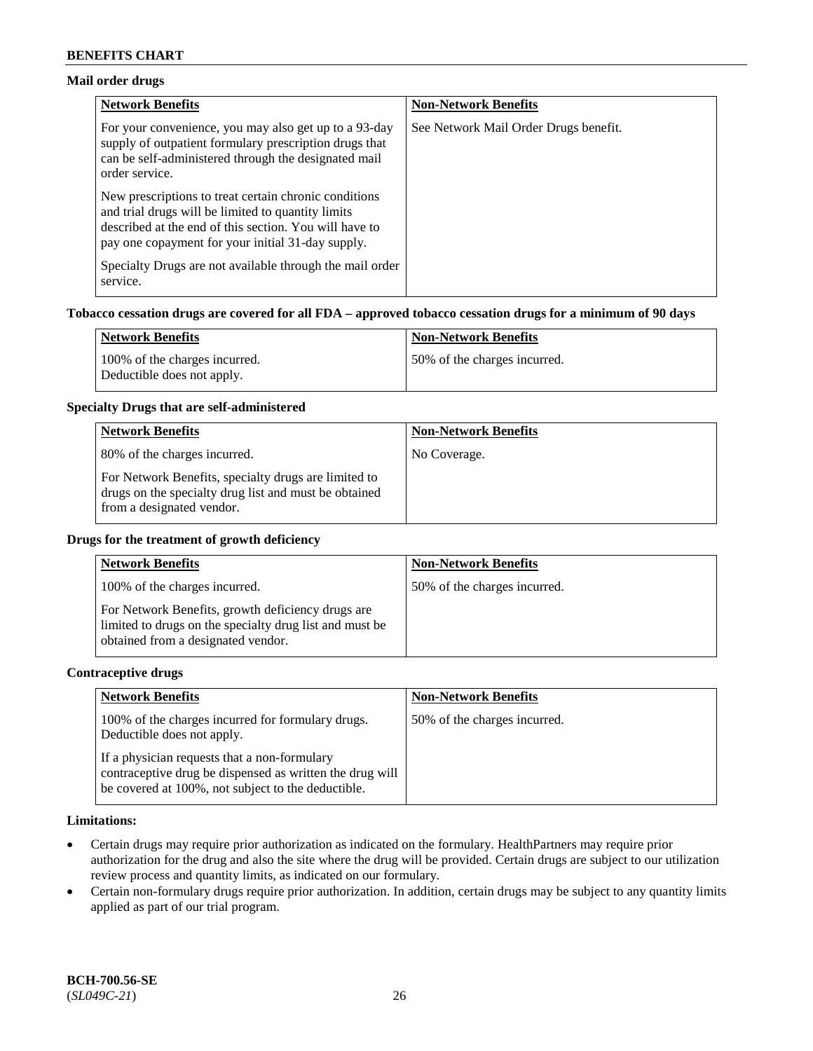**Mail order drugs**

| Network Benefits | Non-Network Benefits |
| --- | --- |
| For your convenience, you may also get up to a 93-day supply of outpatient formulary prescription drugs that can be self-administered through the designated mail order service.<br><br>New prescriptions to treat certain chronic conditions and trial drugs will be limited to quantity limits described at the end of this section. You will have to pay one copayment for your initial 31-day supply.<br><br>Specialty Drugs are not available through the mail order service. | See Network Mail Order Drugs benefit. |

**Tobacco cessation drugs are covered for all FDA – approved tobacco cessation drugs for a minimum of 90 days**

| Network Benefits | Non-Network Benefits |
| --- | --- |
| 100% of the charges incurred.<br>Deductible does not apply. | 50% of the charges incurred. |

**Specialty Drugs that are self-administered**

| Network Benefits | Non-Network Benefits |
| --- | --- |
| 80% of the charges incurred.<br><br>For Network Benefits, specialty drugs are limited to drugs on the specialty drug list and must be obtained from a designated vendor. | No Coverage. |

**Drugs for the treatment of growth deficiency**

| Network Benefits | Non-Network Benefits |
| --- | --- |
| 100% of the charges incurred.<br><br>For Network Benefits, growth deficiency drugs are limited to drugs on the specialty drug list and must be obtained from a designated vendor. | 50% of the charges incurred. |

**Contraceptive drugs**

| Network Benefits | Non-Network Benefits |
| --- | --- |
| 100% of the charges incurred for formulary drugs. Deductible does not apply.<br><br>If a physician requests that a non-formulary contraceptive drug be dispensed as written the drug will be covered at 100%, not subject to the deductible. | 50% of the charges incurred. |

**Limitations:**

- Certain drugs may require prior authorization as indicated on the formulary. HealthPartners may require prior authorization for the drug and also the site where the drug will be provided. Certain drugs are subject to our utilization review process and quantity limits, as indicated on our formulary.
- Certain non-formulary drugs require prior authorization. In addition, certain drugs may be subject to any quantity limits applied as part of our trial program.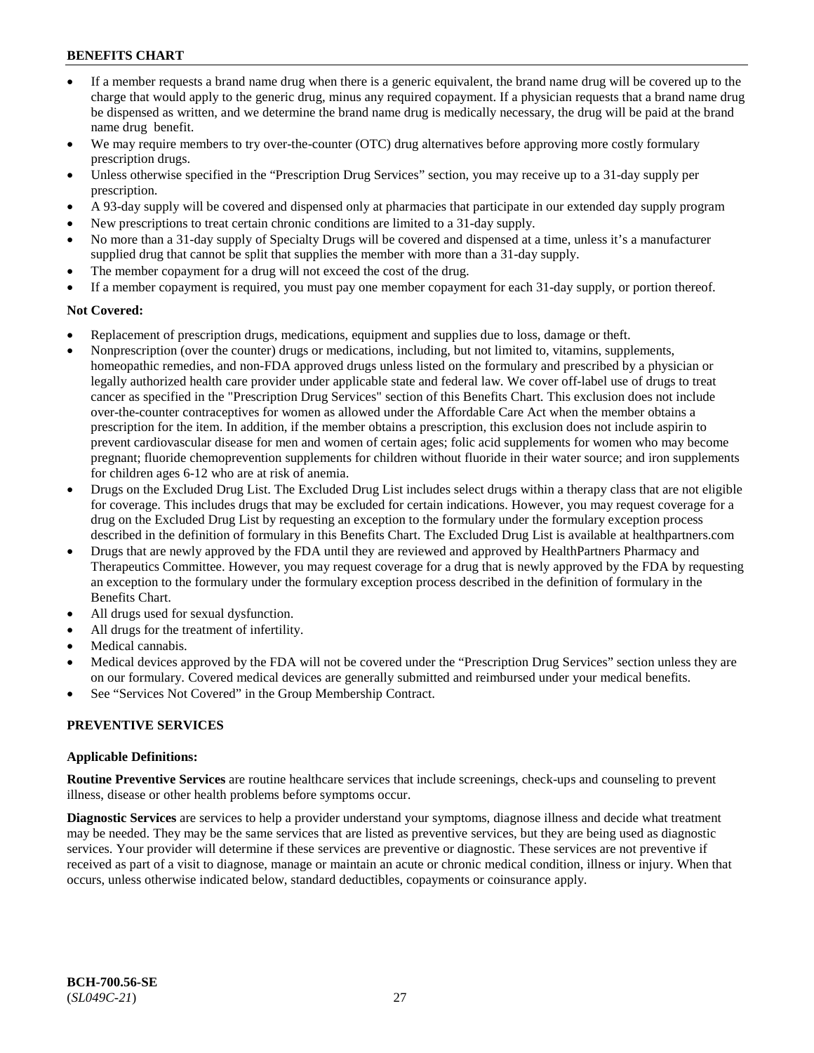- If a member requests a brand name drug when there is a generic equivalent, the brand name drug will be covered up to the charge that would apply to the generic drug, minus any required copayment. If a physician requests that a brand name drug be dispensed as written, and we determine the brand name drug is medically necessary, the drug will be paid at the brand name drug benefit.
- We may require members to try over-the-counter (OTC) drug alternatives before approving more costly formulary prescription drugs.
- Unless otherwise specified in the "Prescription Drug Services" section, you may receive up to a 31-day supply per prescription.
- A 93-day supply will be covered and dispensed only at pharmacies that participate in our extended day supply program
- New prescriptions to treat certain chronic conditions are limited to a 31-day supply.
- No more than a 31-day supply of Specialty Drugs will be covered and dispensed at a time, unless it's a manufacturer supplied drug that cannot be split that supplies the member with more than a 31-day supply.
- The member copayment for a drug will not exceed the cost of the drug.
- If a member copayment is required, you must pay one member copayment for each 31-day supply, or portion thereof.

**Not Covered:**

- Replacement of prescription drugs, medications, equipment and supplies due to loss, damage or theft.
- Nonprescription (over the counter) drugs or medications, including, but not limited to, vitamins, supplements, homeopathic remedies, and non-FDA approved drugs unless listed on the formulary and prescribed by a physician or legally authorized health care provider under applicable state and federal law. We cover off-label use of drugs to treat cancer as specified in the "Prescription Drug Services" section of this Benefits Chart. This exclusion does not include over-the-counter contraceptives for women as allowed under the Affordable Care Act when the member obtains a prescription for the item. In addition, if the member obtains a prescription, this exclusion does not include aspirin to prevent cardiovascular disease for men and women of certain ages; folic acid supplements for women who may become pregnant; fluoride chemoprevention supplements for children without fluoride in their water source; and iron supplements for children ages 6-12 who are at risk of anemia.
- Drugs on the Excluded Drug List. The Excluded Drug List includes select drugs within a therapy class that are not eligible for coverage. This includes drugs that may be excluded for certain indications. However, you may request coverage for a drug on the Excluded Drug List by requesting an exception to the formulary under the formulary exception process described in the definition of formulary in this Benefits Chart. The Excluded Drug List is available at healthpartners.com
- Drugs that are newly approved by the FDA until they are reviewed and approved by HealthPartners Pharmacy and Therapeutics Committee. However, you may request coverage for a drug that is newly approved by the FDA by requesting an exception to the formulary under the formulary exception process described in the definition of formulary in the Benefits Chart.
- All drugs used for sexual dysfunction.
- All drugs for the treatment of infertility.
- Medical cannabis.
- Medical devices approved by the FDA will not be covered under the "Prescription Drug Services" section unless they are on our formulary. Covered medical devices are generally submitted and reimbursed under your medical benefits.
- See "Services Not Covered" in the Group Membership Contract.

## PREVENTIVE SERVICES

**Applicable Definitions:**

**Routine Preventive Services** are routine healthcare services that include screenings, check-ups and counseling to prevent illness, disease or other health problems before symptoms occur.

**Diagnostic Services** are services to help a provider understand your symptoms, diagnose illness and decide what treatment may be needed. They may be the same services that are listed as preventive services, but they are being used as diagnostic services. Your provider will determine if these services are preventive or diagnostic. These services are not preventive if received as part of a visit to diagnose, manage or maintain an acute or chronic medical condition, illness or injury. When that occurs, unless otherwise indicated below, standard deductibles, copayments or coinsurance apply.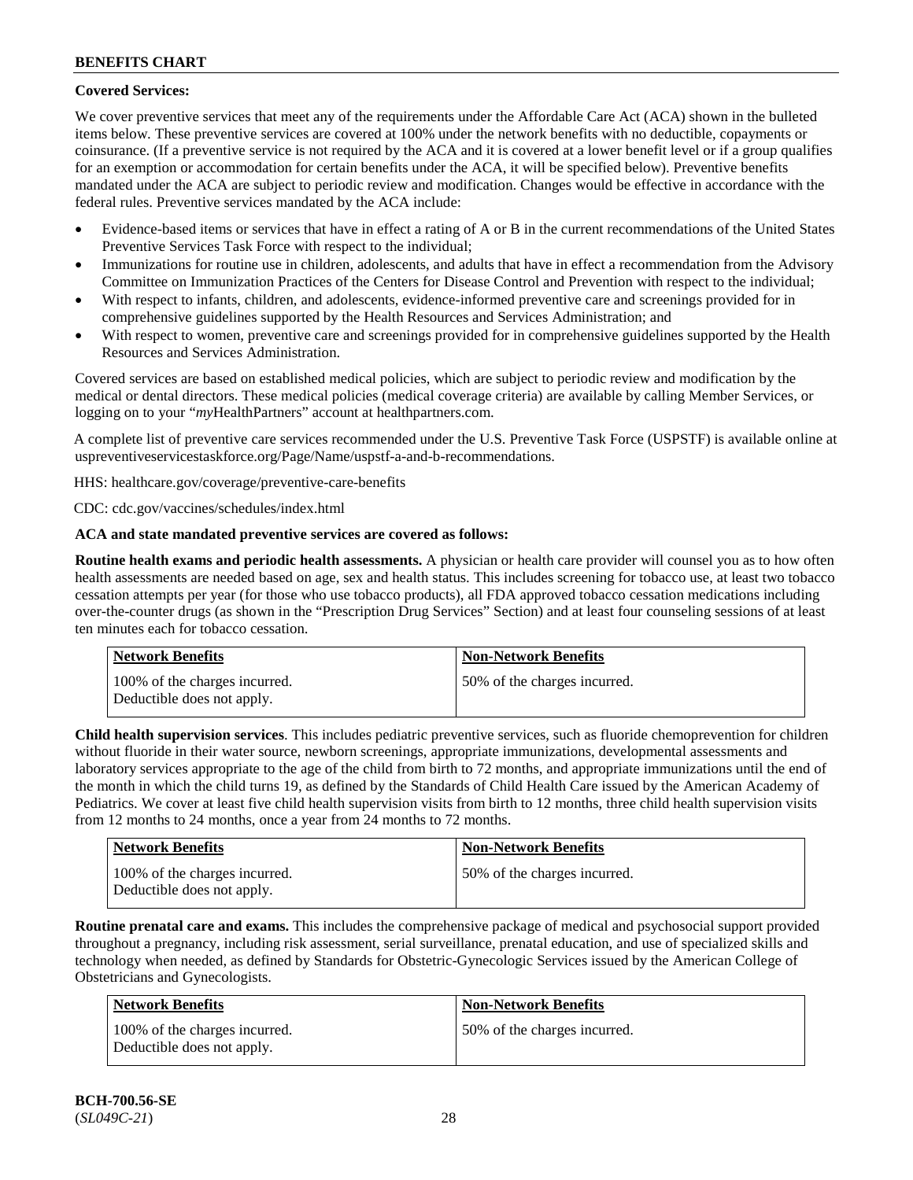**Covered Services:**

We cover preventive services that meet any of the requirements under the Affordable Care Act (ACA) shown in the bulleted items below. These preventive services are covered at 100% under the network benefits with no deductible, copayments or coinsurance. (If a preventive service is not required by the ACA and it is covered at a lower benefit level or if a group qualifies for an exemption or accommodation for certain benefits under the ACA, it will be specified below). Preventive benefits mandated under the ACA are subject to periodic review and modification. Changes would be effective in accordance with the federal rules. Preventive services mandated by the ACA include:

- Evidence-based items or services that have in effect a rating of A or B in the current recommendations of the United States Preventive Services Task Force with respect to the individual;
- Immunizations for routine use in children, adolescents, and adults that have in effect a recommendation from the Advisory Committee on Immunization Practices of the Centers for Disease Control and Prevention with respect to the individual;
- With respect to infants, children, and adolescents, evidence-informed preventive care and screenings provided for in comprehensive guidelines supported by the Health Resources and Services Administration; and
- With respect to women, preventive care and screenings provided for in comprehensive guidelines supported by the Health Resources and Services Administration.

Covered services are based on established medical policies, which are subject to periodic review and modification by the medical or dental directors. These medical policies (medical coverage criteria) are available by calling Member Services, or logging on to your "*my*HealthPartners" account at healthpartners.com.

A complete list of preventive care services recommended under the U.S. Preventive Task Force (USPSTF) is available online at uspreventiveservicestaskforce.org/Page/Name/uspstf-a-and-b-recommendations.

HHS: healthcare.gov/coverage/preventive-care-benefits

CDC: cdc.gov/vaccines/schedules/index.html

**ACA and state mandated preventive services are covered as follows:**

**Routine health exams and periodic health assessments.** A physician or health care provider will counsel you as to how often health assessments are needed based on age, sex and health status. This includes screening for tobacco use, at least two tobacco cessation attempts per year (for those who use tobacco products), all FDA approved tobacco cessation medications including over-the-counter drugs (as shown in the "Prescription Drug Services" Section) and at least four counseling sessions of at least ten minutes each for tobacco cessation.

| Network Benefits | Non-Network Benefits |
|---|---|
| 100% of the charges incurred. Deductible does not apply. | 50% of the charges incurred. |

**Child health supervision services**. This includes pediatric preventive services, such as fluoride chemoprevention for children without fluoride in their water source, newborn screenings, appropriate immunizations, developmental assessments and laboratory services appropriate to the age of the child from birth to 72 months, and appropriate immunizations until the end of the month in which the child turns 19, as defined by the Standards of Child Health Care issued by the American Academy of Pediatrics. We cover at least five child health supervision visits from birth to 12 months, three child health supervision visits from 12 months to 24 months, once a year from 24 months to 72 months.

| Network Benefits | Non-Network Benefits |
|---|---|
| 100% of the charges incurred. Deductible does not apply. | 50% of the charges incurred. |

**Routine prenatal care and exams.** This includes the comprehensive package of medical and psychosocial support provided throughout a pregnancy, including risk assessment, serial surveillance, prenatal education, and use of specialized skills and technology when needed, as defined by Standards for Obstetric-Gynecologic Services issued by the American College of Obstetricians and Gynecologists.

| Network Benefits | Non-Network Benefits |
|---|---|
| 100% of the charges incurred. Deductible does not apply. | 50% of the charges incurred. |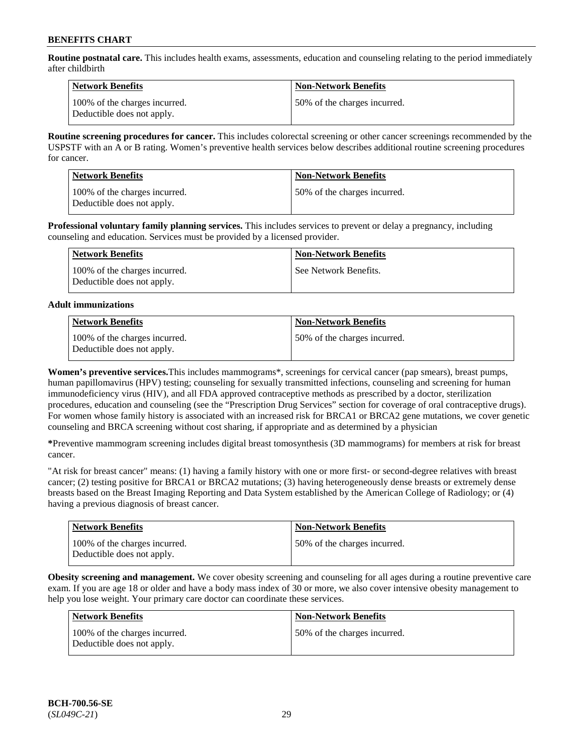**Routine postnatal care.** This includes health exams, assessments, education and counseling relating to the period immediately after childbirth

| Network Benefits | Non-Network Benefits |
| --- | --- |
| 100% of the charges incurred. Deductible does not apply. | 50% of the charges incurred. |

**Routine screening procedures for cancer.** This includes colorectal screening or other cancer screenings recommended by the USPSTF with an A or B rating. Women's preventive health services below describes additional routine screening procedures for cancer.

| Network Benefits | Non-Network Benefits |
| --- | --- |
| 100% of the charges incurred. Deductible does not apply. | 50% of the charges incurred. |

**Professional voluntary family planning services.** This includes services to prevent or delay a pregnancy, including counseling and education. Services must be provided by a licensed provider.

| Network Benefits | Non-Network Benefits |
| --- | --- |
| 100% of the charges incurred. Deductible does not apply. | See Network Benefits. |

**Adult immunizations**

| Network Benefits | Non-Network Benefits |
| --- | --- |
| 100% of the charges incurred. Deductible does not apply. | 50% of the charges incurred. |

**Women's preventive services.**This includes mammograms*, screenings for cervical cancer (pap smears), breast pumps, human papillomavirus (HPV) testing; counseling for sexually transmitted infections, counseling and screening for human immunodeficiency virus (HIV), and all FDA approved contraceptive methods as prescribed by a doctor, sterilization procedures, education and counseling (see the "Prescription Drug Services" section for coverage of oral contraceptive drugs). For women whose family history is associated with an increased risk for BRCA1 or BRCA2 gene mutations, we cover genetic counseling and BRCA screening without cost sharing, if appropriate and as determined by a physician

**\***Preventive mammogram screening includes digital breast tomosynthesis (3D mammograms) for members at risk for breast cancer.

"At risk for breast cancer" means: (1) having a family history with one or more first- or second-degree relatives with breast cancer; (2) testing positive for BRCA1 or BRCA2 mutations; (3) having heterogeneously dense breasts or extremely dense breasts based on the Breast Imaging Reporting and Data System established by the American College of Radiology; or (4) having a previous diagnosis of breast cancer.

| Network Benefits | Non-Network Benefits |
| --- | --- |
| 100% of the charges incurred. Deductible does not apply. | 50% of the charges incurred. |

**Obesity screening and management.** We cover obesity screening and counseling for all ages during a routine preventive care exam. If you are age 18 or older and have a body mass index of 30 or more, we also cover intensive obesity management to help you lose weight. Your primary care doctor can coordinate these services.

| Network Benefits | Non-Network Benefits |
| --- | --- |
| 100% of the charges incurred. Deductible does not apply. | 50% of the charges incurred. |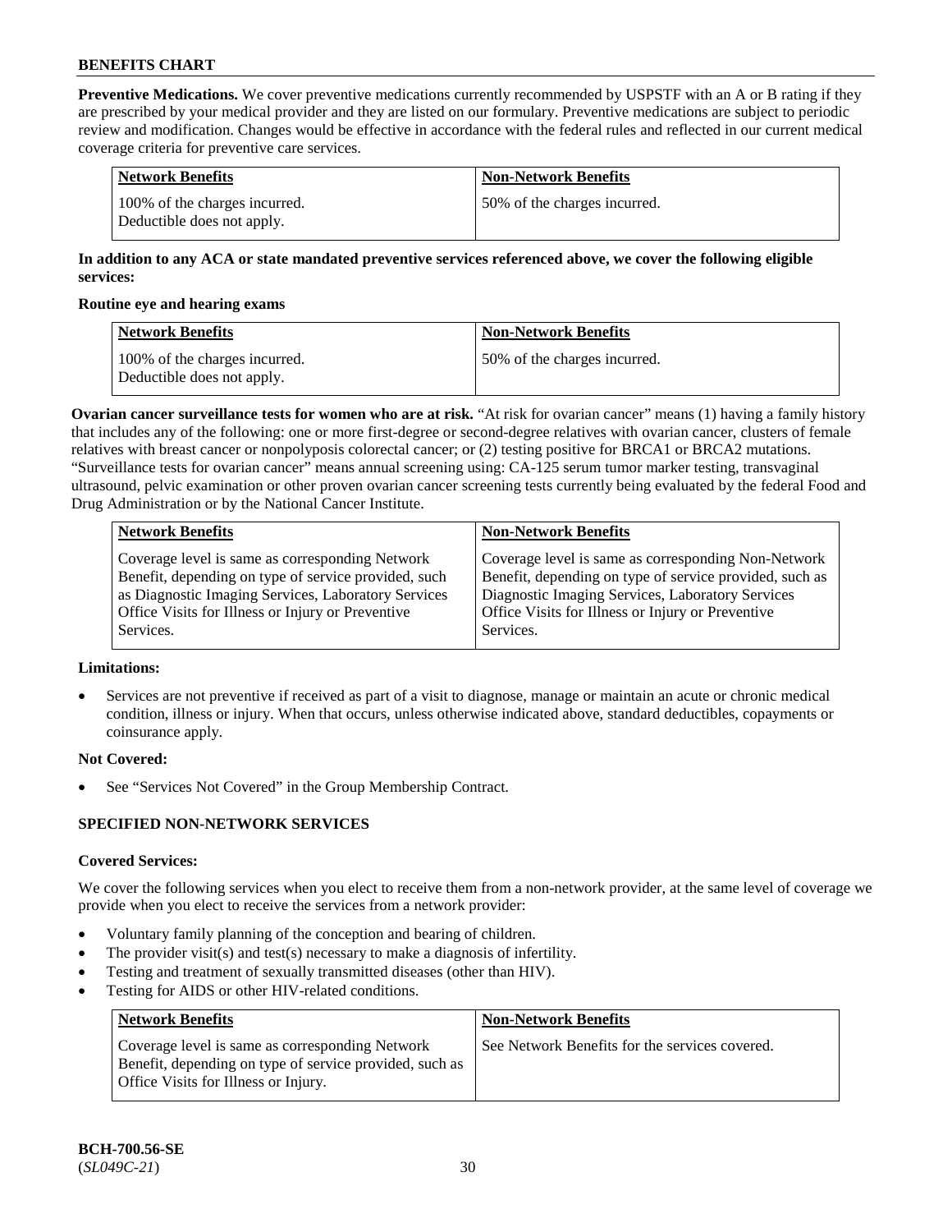**Preventive Medications.** We cover preventive medications currently recommended by USPSTF with an A or B rating if they are prescribed by your medical provider and they are listed on our formulary. Preventive medications are subject to periodic review and modification. Changes would be effective in accordance with the federal rules and reflected in our current medical coverage criteria for preventive care services.

| Network Benefits | Non-Network Benefits |
|---|---|
| 100% of the charges incurred. Deductible does not apply. | 50% of the charges incurred. |

**In addition to any ACA or state mandated preventive services referenced above, we cover the following eligible services:**

**Routine eye and hearing exams**

| Network Benefits | Non-Network Benefits |
|---|---|
| 100% of the charges incurred. Deductible does not apply. | 50% of the charges incurred. |

**Ovarian cancer surveillance tests for women who are at risk.** "At risk for ovarian cancer" means (1) having a family history that includes any of the following: one or more first-degree or second-degree relatives with ovarian cancer, clusters of female relatives with breast cancer or nonpolyposis colorectal cancer; or (2) testing positive for BRCA1 or BRCA2 mutations. "Surveillance tests for ovarian cancer" means annual screening using: CA-125 serum tumor marker testing, transvaginal ultrasound, pelvic examination or other proven ovarian cancer screening tests currently being evaluated by the federal Food and Drug Administration or by the National Cancer Institute.

| Network Benefits | Non-Network Benefits |
|---|---|
| Coverage level is same as corresponding Network Benefit, depending on type of service provided, such as Diagnostic Imaging Services, Laboratory Services Office Visits for Illness or Injury or Preventive Services. | Coverage level is same as corresponding Non-Network Benefit, depending on type of service provided, such as Diagnostic Imaging Services, Laboratory Services Office Visits for Illness or Injury or Preventive Services. |

**Limitations:**

- Services are not preventive if received as part of a visit to diagnose, manage or maintain an acute or chronic medical condition, illness or injury. When that occurs, unless otherwise indicated above, standard deductibles, copayments or coinsurance apply.

**Not Covered:**

- See "Services Not Covered" in the Group Membership Contract.

## SPECIFIED NON-NETWORK SERVICES

**Covered Services:**

We cover the following services when you elect to receive them from a non-network provider, at the same level of coverage we provide when you elect to receive the services from a network provider:

- Voluntary family planning of the conception and bearing of children.
- The provider visit(s) and test(s) necessary to make a diagnosis of infertility.
- Testing and treatment of sexually transmitted diseases (other than HIV).
- Testing for AIDS or other HIV-related conditions.

| Network Benefits | Non-Network Benefits |
|---|---|
| Coverage level is same as corresponding Network Benefit, depending on type of service provided, such as Office Visits for Illness or Injury. | See Network Benefits for the services covered. |

BCH-700.56-SE
(*SL049C-21*)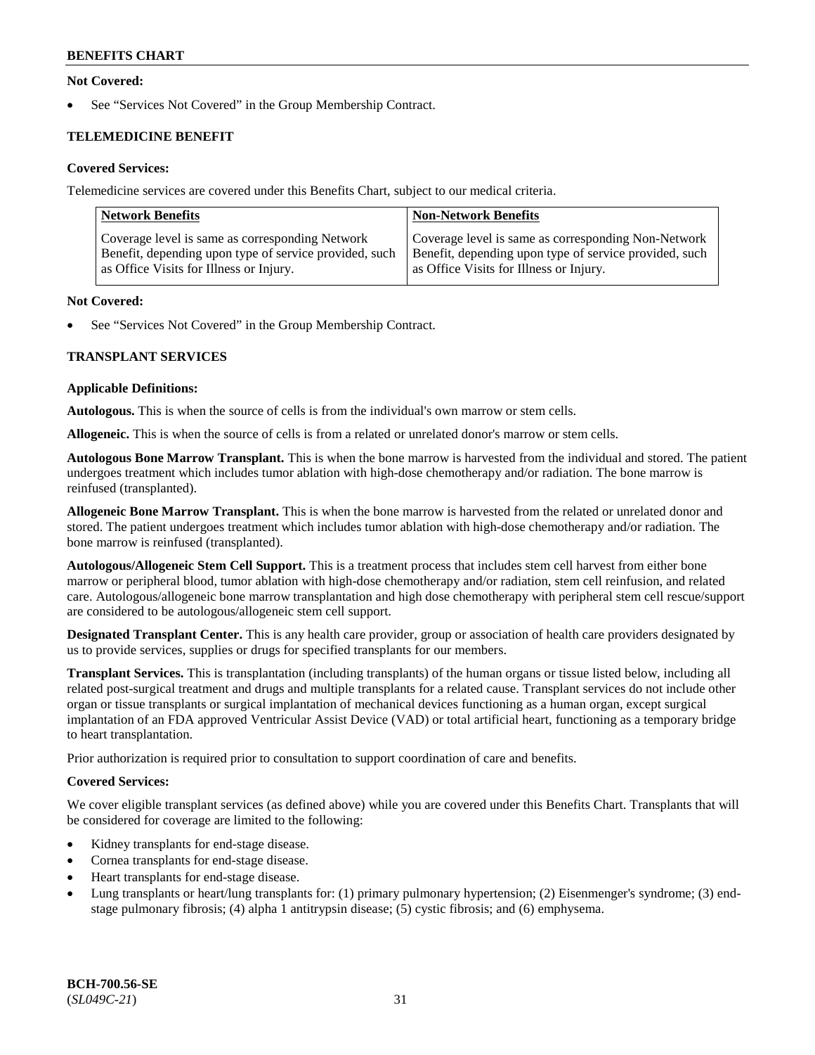**Not Covered:**

- See "Services Not Covered" in the Group Membership Contract.

**TELEMEDICINE BENEFIT**

**Covered Services:**

Telemedicine services are covered under this Benefits Chart, subject to our medical criteria.

| Network Benefits | Non-Network Benefits |
|---|---|
| Coverage level is same as corresponding Network Benefit, depending upon type of service provided, such as Office Visits for Illness or Injury. | Coverage level is same as corresponding Non-Network Benefit, depending upon type of service provided, such as Office Visits for Illness or Injury. |

**Not Covered:**

- See "Services Not Covered" in the Group Membership Contract.

**TRANSPLANT SERVICES**

**Applicable Definitions:**

**Autologous.** This is when the source of cells is from the individual's own marrow or stem cells.

**Allogeneic.** This is when the source of cells is from a related or unrelated donor's marrow or stem cells.

**Autologous Bone Marrow Transplant.** This is when the bone marrow is harvested from the individual and stored. The patient undergoes treatment which includes tumor ablation with high-dose chemotherapy and/or radiation. The bone marrow is reinfused (transplanted).

**Allogeneic Bone Marrow Transplant.** This is when the bone marrow is harvested from the related or unrelated donor and stored. The patient undergoes treatment which includes tumor ablation with high-dose chemotherapy and/or radiation. The bone marrow is reinfused (transplanted).

**Autologous/Allogeneic Stem Cell Support.** This is a treatment process that includes stem cell harvest from either bone marrow or peripheral blood, tumor ablation with high-dose chemotherapy and/or radiation, stem cell reinfusion, and related care. Autologous/allogeneic bone marrow transplantation and high dose chemotherapy with peripheral stem cell rescue/support are considered to be autologous/allogeneic stem cell support.

**Designated Transplant Center.** This is any health care provider, group or association of health care providers designated by us to provide services, supplies or drugs for specified transplants for our members.

**Transplant Services.** This is transplantation (including transplants) of the human organs or tissue listed below, including all related post-surgical treatment and drugs and multiple transplants for a related cause. Transplant services do not include other organ or tissue transplants or surgical implantation of mechanical devices functioning as a human organ, except surgical implantation of an FDA approved Ventricular Assist Device (VAD) or total artificial heart, functioning as a temporary bridge to heart transplantation.

Prior authorization is required prior to consultation to support coordination of care and benefits.

**Covered Services:**

We cover eligible transplant services (as defined above) while you are covered under this Benefits Chart. Transplants that will be considered for coverage are limited to the following:

- Kidney transplants for end-stage disease.
- Cornea transplants for end-stage disease.
- Heart transplants for end-stage disease.
- Lung transplants or heart/lung transplants for: (1) primary pulmonary hypertension; (2) Eisenmenger's syndrome; (3) end-stage pulmonary fibrosis; (4) alpha 1 antitrypsin disease; (5) cystic fibrosis; and (6) emphysema.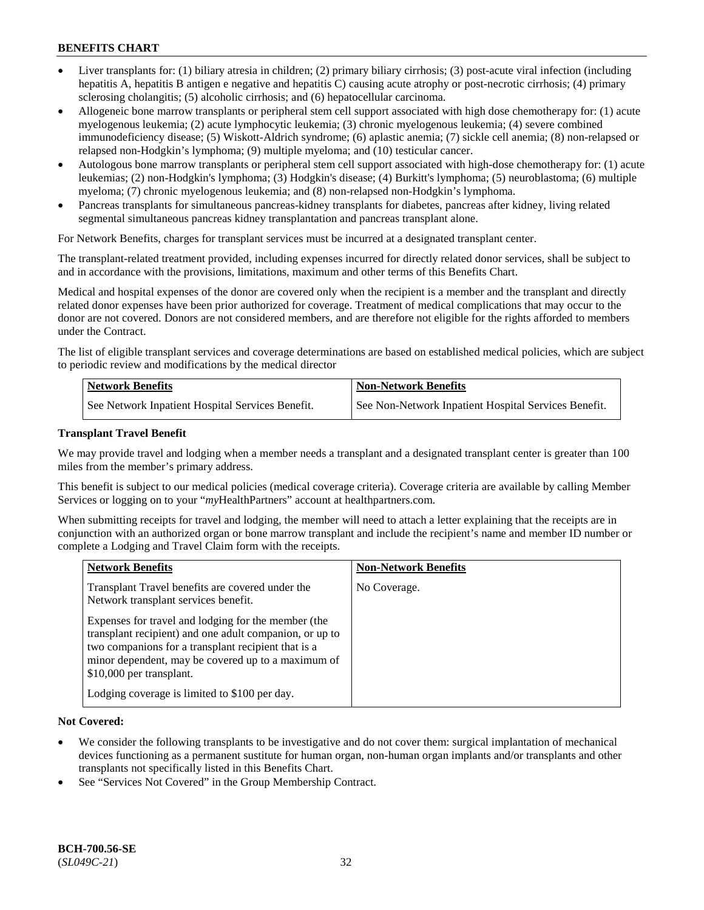- Liver transplants for: (1) biliary atresia in children; (2) primary biliary cirrhosis; (3) post-acute viral infection (including hepatitis A, hepatitis B antigen e negative and hepatitis C) causing acute atrophy or post-necrotic cirrhosis; (4) primary sclerosing cholangitis; (5) alcoholic cirrhosis; and (6) hepatocellular carcinoma.
- Allogeneic bone marrow transplants or peripheral stem cell support associated with high dose chemotherapy for: (1) acute myelogenous leukemia; (2) acute lymphocytic leukemia; (3) chronic myelogenous leukemia; (4) severe combined immunodeficiency disease; (5) Wiskott-Aldrich syndrome; (6) aplastic anemia; (7) sickle cell anemia; (8) non-relapsed or relapsed non-Hodgkin's lymphoma; (9) multiple myeloma; and (10) testicular cancer.
- Autologous bone marrow transplants or peripheral stem cell support associated with high-dose chemotherapy for: (1) acute leukemias; (2) non-Hodgkin's lymphoma; (3) Hodgkin's disease; (4) Burkitt's lymphoma; (5) neuroblastoma; (6) multiple myeloma; (7) chronic myelogenous leukemia; and (8) non-relapsed non-Hodgkin's lymphoma.
- Pancreas transplants for simultaneous pancreas-kidney transplants for diabetes, pancreas after kidney, living related segmental simultaneous pancreas kidney transplantation and pancreas transplant alone.

For Network Benefits, charges for transplant services must be incurred at a designated transplant center.

The transplant-related treatment provided, including expenses incurred for directly related donor services, shall be subject to and in accordance with the provisions, limitations, maximum and other terms of this Benefits Chart.

Medical and hospital expenses of the donor are covered only when the recipient is a member and the transplant and directly related donor expenses have been prior authorized for coverage. Treatment of medical complications that may occur to the donor are not covered. Donors are not considered members, and are therefore not eligible for the rights afforded to members under the Contract.

The list of eligible transplant services and coverage determinations are based on established medical policies, which are subject to periodic review and modifications by the medical director

| Network Benefits | Non-Network Benefits |
|---|---|
| See Network Inpatient Hospital Services Benefit. | See Non-Network Inpatient Hospital Services Benefit. |

**Transplant Travel Benefit**

We may provide travel and lodging when a member needs a transplant and a designated transplant center is greater than 100 miles from the member's primary address.

This benefit is subject to our medical policies (medical coverage criteria). Coverage criteria are available by calling Member Services or logging on to your "*my*HealthPartners" account at healthpartners.com.

When submitting receipts for travel and lodging, the member will need to attach a letter explaining that the receipts are in conjunction with an authorized organ or bone marrow transplant and include the recipient's name and member ID number or complete a Lodging and Travel Claim form with the receipts.

| Network Benefits | Non-Network Benefits |
|---|---|
| Transplant Travel benefits are covered under the Network transplant services benefit.<br><br>Expenses for travel and lodging for the member (the transplant recipient) and one adult companion, or up to two companions for a transplant recipient that is a minor dependent, may be covered up to a maximum of $10,000 per transplant.<br><br>Lodging coverage is limited to $100 per day. | No Coverage. |

**Not Covered:**

- We consider the following transplants to be investigative and do not cover them: surgical implantation of mechanical devices functioning as a permanent sustitute for human organ, non-human organ implants and/or transplants and other transplants not specifically listed in this Benefits Chart.
- See "Services Not Covered" in the Group Membership Contract.